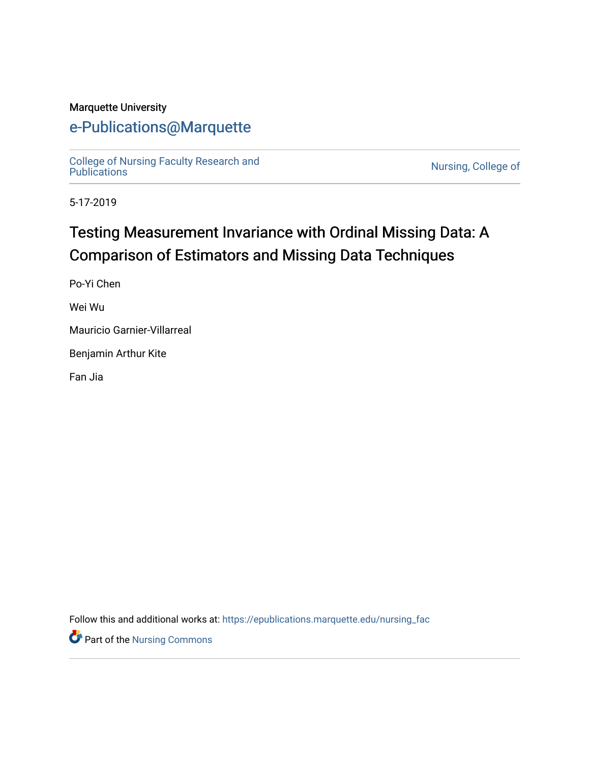Marquette University

# e-Publications@Marquette

College of Nursing Faculty Research and Publications | Nursing, College of

5-17-2019

# Testing Measurement Invariance with Ordinal Missing Data: A Comparison of Estimators and Missing Data Techniques

Po-Yi Chen

Wei Wu

Mauricio Garnier-Villarreal

Benjamin Arthur Kite

Fan Jia

Follow this and additional works at: https://epublications.marquette.edu/nursing_fac

Part of the Nursing Commons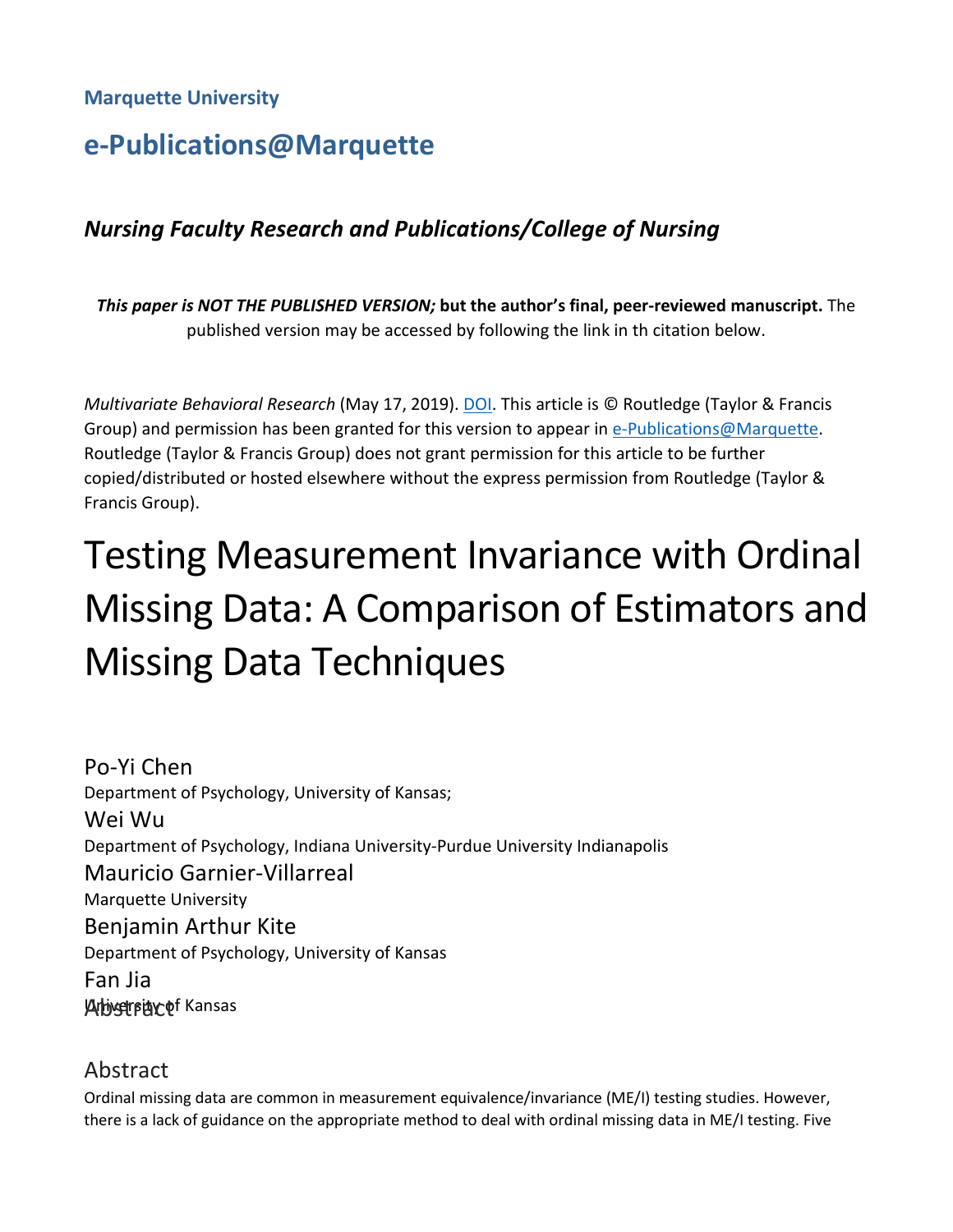Marquette University

# e-Publications@Marquette

### *Nursing Faculty Research and Publications/College of Nursing*

***This paper is NOT THE PUBLISHED VERSION;* but the author's final, peer-reviewed manuscript.** The published version may be accessed by following the link in th citation below.

*Multivariate Behavioral Research* (May 17, 2019). DOI. This article is © Routledge (Taylor & Francis Group) and permission has been granted for this version to appear in e-Publications@Marquette. Routledge (Taylor & Francis Group) does not grant permission for this article to be further copied/distributed or hosted elsewhere without the express permission from Routledge (Taylor & Francis Group).

# Testing Measurement Invariance with Ordinal Missing Data: A Comparison of Estimators and Missing Data Techniques

Po-Yi Chen
Department of Psychology, University of Kansas;

Wei Wu
Department of Psychology, Indiana University-Purdue University Indianapolis

Mauricio Garnier-Villarreal
Marquette University

Benjamin Arthur Kite
Department of Psychology, University of Kansas

Fan Jia
University of Kansas

## Abstract

Ordinal missing data are common in measurement equivalence/invariance (ME/I) testing studies. However, there is a lack of guidance on the appropriate method to deal with ordinal missing data in ME/I testing. Five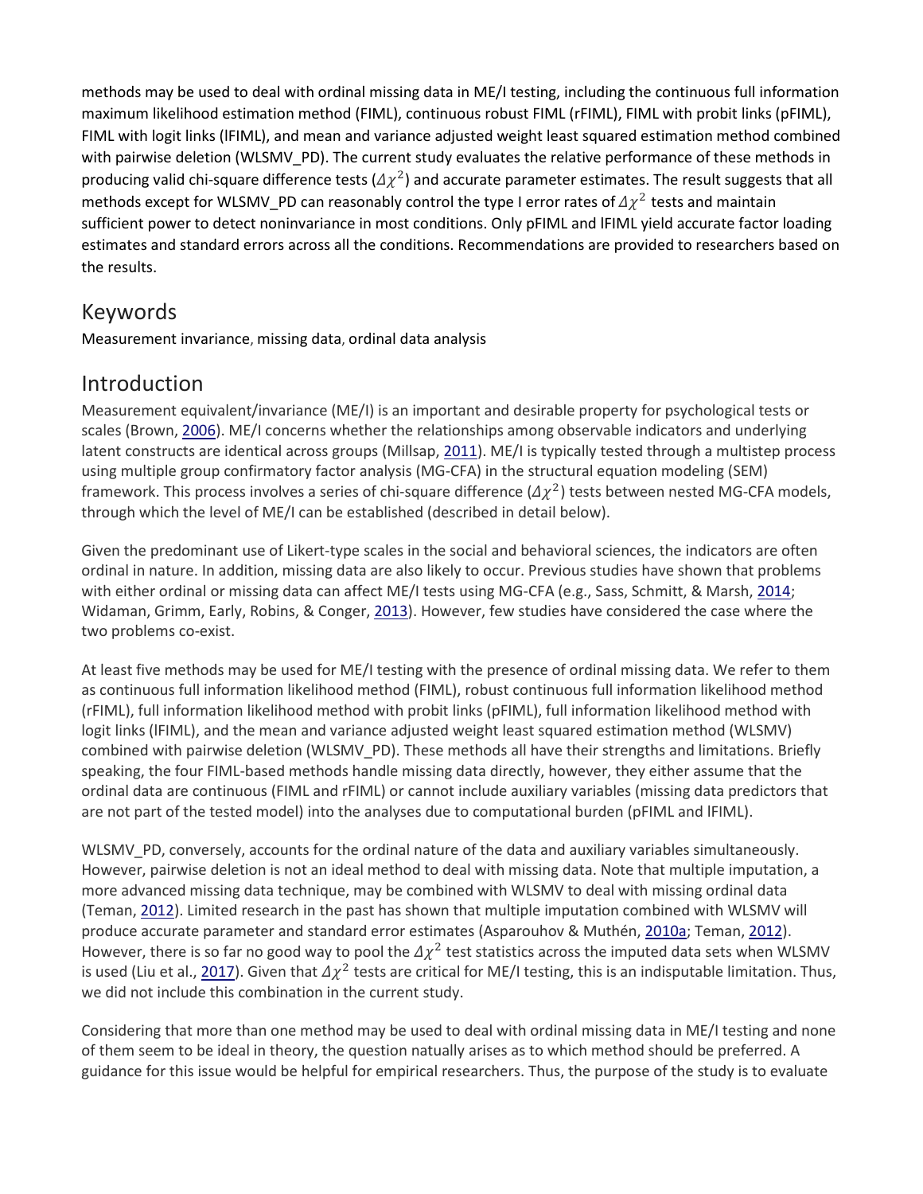methods may be used to deal with ordinal missing data in ME/I testing, including the continuous full information maximum likelihood estimation method (FIML), continuous robust FIML (rFIML), FIML with probit links (pFIML), FIML with logit links (lFIML), and mean and variance adjusted weight least squared estimation method combined with pairwise deletion (WLSMV_PD). The current study evaluates the relative performance of these methods in producing valid chi-square difference tests ($\Delta\chi^2$) and accurate parameter estimates. The result suggests that all methods except for WLSMV_PD can reasonably control the type I error rates of $\Delta\chi^2$ tests and maintain sufficient power to detect noninvariance in most conditions. Only pFIML and lFIML yield accurate factor loading estimates and standard errors across all the conditions. Recommendations are provided to researchers based on the results.

## Keywords

Measurement invariance, missing data, ordinal data analysis

## Introduction

Measurement equivalent/invariance (ME/I) is an important and desirable property for psychological tests or scales (Brown, 2006). ME/I concerns whether the relationships among observable indicators and underlying latent constructs are identical across groups (Millsap, 2011). ME/I is typically tested through a multistep process using multiple group confirmatory factor analysis (MG-CFA) in the structural equation modeling (SEM) framework. This process involves a series of chi-square difference ($\Delta\chi^2$) tests between nested MG-CFA models, through which the level of ME/I can be established (described in detail below).

Given the predominant use of Likert-type scales in the social and behavioral sciences, the indicators are often ordinal in nature. In addition, missing data are also likely to occur. Previous studies have shown that problems with either ordinal or missing data can affect ME/I tests using MG-CFA (e.g., Sass, Schmitt, & Marsh, 2014; Widaman, Grimm, Early, Robins, & Conger, 2013). However, few studies have considered the case where the two problems co-exist.

At least five methods may be used for ME/I testing with the presence of ordinal missing data. We refer to them as continuous full information likelihood method (FIML), robust continuous full information likelihood method (rFIML), full information likelihood method with probit links (pFIML), full information likelihood method with logit links (lFIML), and the mean and variance adjusted weight least squared estimation method (WLSMV) combined with pairwise deletion (WLSMV_PD). These methods all have their strengths and limitations. Briefly speaking, the four FIML-based methods handle missing data directly, however, they either assume that the ordinal data are continuous (FIML and rFIML) or cannot include auxiliary variables (missing data predictors that are not part of the tested model) into the analyses due to computational burden (pFIML and lFIML).

WLSMV_PD, conversely, accounts for the ordinal nature of the data and auxiliary variables simultaneously. However, pairwise deletion is not an ideal method to deal with missing data. Note that multiple imputation, a more advanced missing data technique, may be combined with WLSMV to deal with missing ordinal data (Teman, 2012). Limited research in the past has shown that multiple imputation combined with WLSMV will produce accurate parameter and standard error estimates (Asparouhov & Muthén, 2010a; Teman, 2012). However, there is so far no good way to pool the $\Delta\chi^2$ test statistics across the imputed data sets when WLSMV is used (Liu et al., 2017). Given that $\Delta\chi^2$ tests are critical for ME/I testing, this is an indisputable limitation. Thus, we did not include this combination in the current study.

Considering that more than one method may be used to deal with ordinal missing data in ME/I testing and none of them seem to be ideal in theory, the question natually arises as to which method should be preferred. A guidance for this issue would be helpful for empirical researchers. Thus, the purpose of the study is to evaluate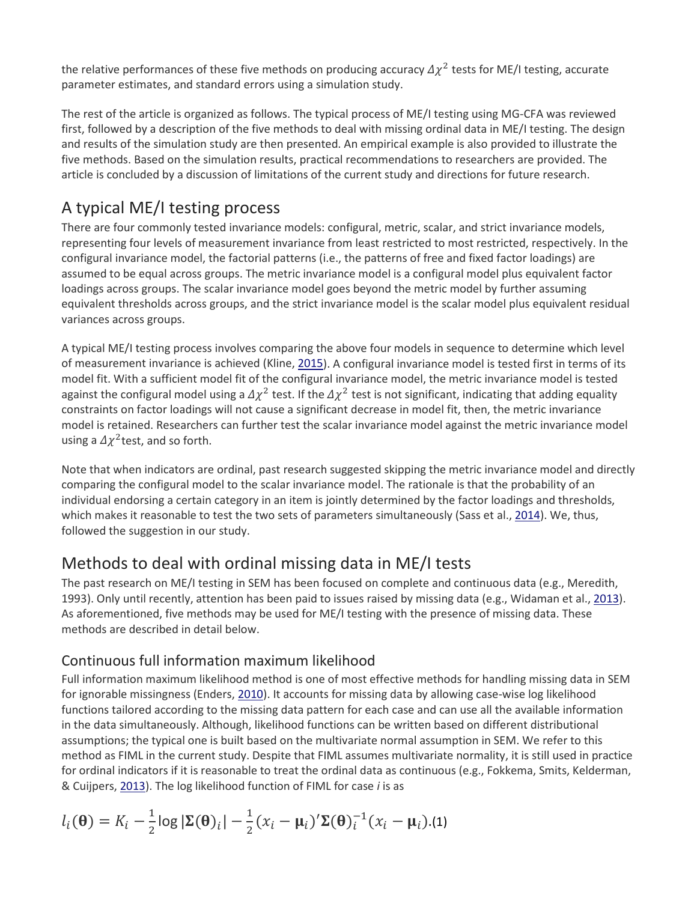the relative performances of these five methods on producing accuracy $\Delta\chi^2$ tests for ME/I testing, accurate parameter estimates, and standard errors using a simulation study.

The rest of the article is organized as follows. The typical process of ME/I testing using MG-CFA was reviewed first, followed by a description of the five methods to deal with missing ordinal data in ME/I testing. The design and results of the simulation study are then presented. An empirical example is also provided to illustrate the five methods. Based on the simulation results, practical recommendations to researchers are provided. The article is concluded by a discussion of limitations of the current study and directions for future research.

## A typical ME/I testing process

There are four commonly tested invariance models: configural, metric, scalar, and strict invariance models, representing four levels of measurement invariance from least restricted to most restricted, respectively. In the configural invariance model, the factorial patterns (i.e., the patterns of free and fixed factor loadings) are assumed to be equal across groups. The metric invariance model is a configural model plus equivalent factor loadings across groups. The scalar invariance model goes beyond the metric model by further assuming equivalent thresholds across groups, and the strict invariance model is the scalar model plus equivalent residual variances across groups.

A typical ME/I testing process involves comparing the above four models in sequence to determine which level of measurement invariance is achieved (Kline, 2015). A configural invariance model is tested first in terms of its model fit. With a sufficient model fit of the configural invariance model, the metric invariance model is tested against the configural model using a $\Delta\chi^2$ test. If the $\Delta\chi^2$ test is not significant, indicating that adding equality constraints on factor loadings will not cause a significant decrease in model fit, then, the metric invariance model is retained. Researchers can further test the scalar invariance model against the metric invariance model using a $\Delta\chi^2$test, and so forth.

Note that when indicators are ordinal, past research suggested skipping the metric invariance model and directly comparing the configural model to the scalar invariance model. The rationale is that the probability of an individual endorsing a certain category in an item is jointly determined by the factor loadings and thresholds, which makes it reasonable to test the two sets of parameters simultaneously (Sass et al., 2014). We, thus, followed the suggestion in our study.

## Methods to deal with ordinal missing data in ME/I tests

The past research on ME/I testing in SEM has been focused on complete and continuous data (e.g., Meredith, 1993). Only until recently, attention has been paid to issues raised by missing data (e.g., Widaman et al., 2013). As aforementioned, five methods may be used for ME/I testing with the presence of missing data. These methods are described in detail below.

### Continuous full information maximum likelihood

Full information maximum likelihood method is one of most effective methods for handling missing data in SEM for ignorable missingness (Enders, 2010). It accounts for missing data by allowing case-wise log likelihood functions tailored according to the missing data pattern for each case and can use all the available information in the data simultaneously. Although, likelihood functions can be written based on different distributional assumptions; the typical one is built based on the multivariate normal assumption in SEM. We refer to this method as FIML in the current study. Despite that FIML assumes multivariate normality, it is still used in practice for ordinal indicators if it is reasonable to treat the ordinal data as continuous (e.g., Fokkema, Smits, Kelderman, & Cuijpers, 2013). The log likelihood function of FIML for case *i* is as

$$l_i(\boldsymbol{\theta}) = K_i - \frac{1}{2}\log|\boldsymbol{\Sigma}(\boldsymbol{\theta})_i| - \frac{1}{2}(x_i - \boldsymbol{\mu}_i)'\boldsymbol{\Sigma}(\boldsymbol{\theta})_i^{-1}(x_i - \boldsymbol{\mu}_i). \quad (1)$$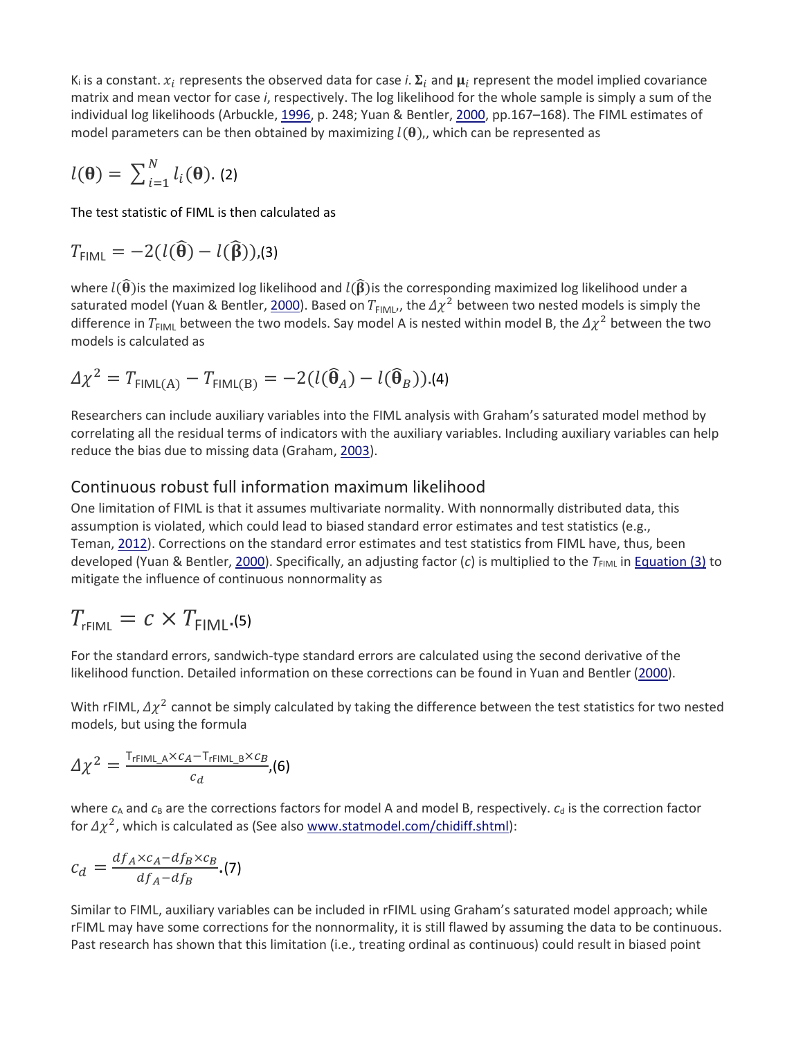$K_i$ is a constant. $x_i$ represents the observed data for case *i*. $\mathbf{\Sigma}_i$ and $\boldsymbol{\mu}_i$ represent the model implied covariance matrix and mean vector for case *i*, respectively. The log likelihood for the whole sample is simply a sum of the individual log likelihoods (Arbuckle, 1996, p. 248; Yuan & Bentler, 2000, pp.167–168). The FIML estimates of model parameters can be then obtained by maximizing $l(\boldsymbol{\theta})$,, which can be represented as

$$l(\boldsymbol{\theta}) = \sum_{i=1}^{N} l_i(\boldsymbol{\theta}). \quad (2)$$

The test statistic of FIML is then calculated as

$$T_{\text{FIML}} = -2(l(\widehat{\boldsymbol{\theta}}) - l(\widehat{\boldsymbol{\beta}})), \quad (3)$$

where $l(\widehat{\boldsymbol{\theta}})$is the maximized log likelihood and $l(\widehat{\boldsymbol{\beta}})$is the corresponding maximized log likelihood under a saturated model (Yuan & Bentler, 2000). Based on $T_{\text{FIML}}$,, the $\Delta\chi^2$ between two nested models is simply the difference in $T_{\text{FIML}}$ between the two models. Say model A is nested within model B, the $\Delta\chi^2$ between the two models is calculated as

$$\Delta\chi^2 = T_{\text{FIML(A)}} - T_{\text{FIML(B)}} = -2(l(\widehat{\boldsymbol{\theta}}_A) - l(\widehat{\boldsymbol{\theta}}_B)). \quad (4)$$

Researchers can include auxiliary variables into the FIML analysis with Graham's saturated model method by correlating all the residual terms of indicators with the auxiliary variables. Including auxiliary variables can help reduce the bias due to missing data (Graham, 2003).

## Continuous robust full information maximum likelihood

One limitation of FIML is that it assumes multivariate normality. With nonnormally distributed data, this assumption is violated, which could lead to biased standard error estimates and test statistics (e.g., Teman, 2012). Corrections on the standard error estimates and test statistics from FIML have, thus, been developed (Yuan & Bentler, 2000). Specifically, an adjusting factor (*c*) is multiplied to the $T_{\text{FIML}}$ in Equation (3) to mitigate the influence of continuous nonnormality as

$$T_{\text{rFIML}} = c \times T_{\text{FIML}}. \quad (5)$$

For the standard errors, sandwich-type standard errors are calculated using the second derivative of the likelihood function. Detailed information on these corrections can be found in Yuan and Bentler (2000).

With rFIML, $\Delta\chi^2$ cannot be simply calculated by taking the difference between the test statistics for two nested models, but using the formula

$$\Delta\chi^2 = \frac{T_{\text{rFIML\_A}} \times c_A - T_{\text{rFIML\_B}} \times c_B}{c_d}, \quad (6)$$

where $c_A$ and $c_B$ are the corrections factors for model A and model B, respectively. $c_d$ is the correction factor for $\Delta\chi^2$, which is calculated as (See also www.statmodel.com/chidiff.shtml):

$$c_d = \frac{df_A \times c_A - df_B \times c_B}{df_A - df_B}. \quad (7)$$

Similar to FIML, auxiliary variables can be included in rFIML using Graham's saturated model approach; while rFIML may have some corrections for the nonnormality, it is still flawed by assuming the data to be continuous. Past research has shown that this limitation (i.e., treating ordinal as continuous) could result in biased point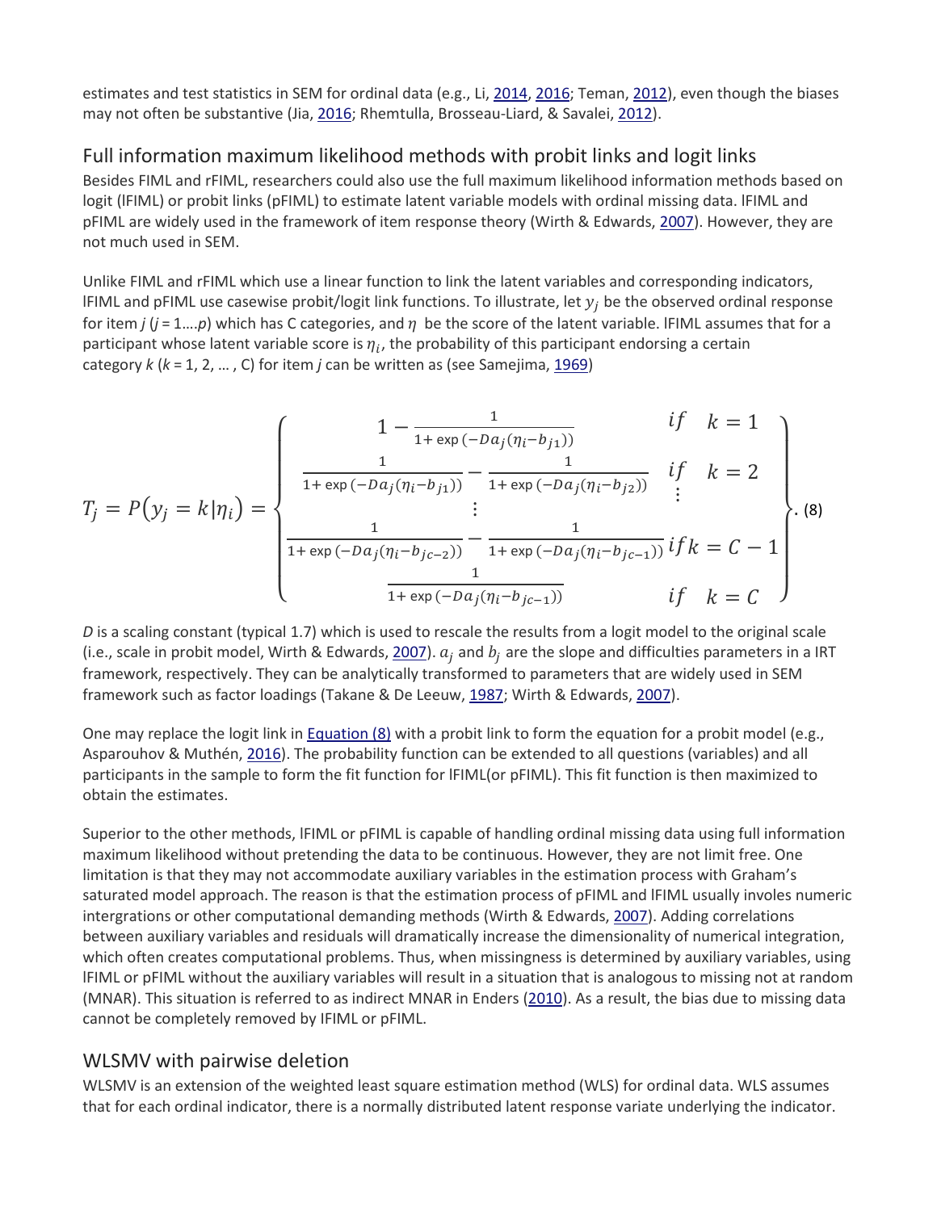estimates and test statistics in SEM for ordinal data (e.g., Li, 2014, 2016; Teman, 2012), even though the biases may not often be substantive (Jia, 2016; Rhemtulla, Brosseau-Liard, & Savalei, 2012).

## Full information maximum likelihood methods with probit links and logit links

Besides FIML and rFIML, researchers could also use the full maximum likelihood information methods based on logit (lFIML) or probit links (pFIML) to estimate latent variable models with ordinal missing data. lFIML and pFIML are widely used in the framework of item response theory (Wirth & Edwards, 2007). However, they are not much used in SEM.

Unlike FIML and rFIML which use a linear function to link the latent variables and corresponding indicators, lFIML and pFIML use casewise probit/logit link functions. To illustrate, let $y_j$ be the observed ordinal response for item *j* (*j* = 1….*p*) which has C categories, and $\eta$ be the score of the latent variable. lFIML assumes that for a participant whose latent variable score is $\eta_i$, the probability of this participant endorsing a certain category *k* (*k* = 1, 2, … , C) for item *j* can be written as (see Samejima, 1969)

$$T_j = P(y_j = k|\eta_i) = \left\{ \begin{array}{ll} 1 - \frac{1}{1+\exp(-Da_j(\eta_i - b_{j1}))} & if \quad k = 1 \\ \frac{1}{1+\exp(-Da_j(\eta_i - b_{j1}))} - \frac{1}{1+\exp(-Da_j(\eta_i - b_{j2}))} & if \quad k = 2 \\ \vdots & \vdots \\ \frac{1}{1+\exp(-Da_j(\eta_i - b_{jc-2}))} - \frac{1}{1+\exp(-Da_j(\eta_i - b_{jc-1}))} & if k = C-1 \\ \frac{1}{1+\exp(-Da_j(\eta_i - b_{jc-1}))} & if \quad k = C \end{array} \right\}. \quad (8)$$

*D* is a scaling constant (typical 1.7) which is used to rescale the results from a logit model to the original scale (i.e., scale in probit model, Wirth & Edwards, 2007). $a_j$ and $b_j$ are the slope and difficulties parameters in a IRT framework, respectively. They can be analytically transformed to parameters that are widely used in SEM framework such as factor loadings (Takane & De Leeuw, 1987; Wirth & Edwards, 2007).

One may replace the logit link in Equation (8) with a probit link to form the equation for a probit model (e.g., Asparouhov & Muthén, 2016). The probability function can be extended to all questions (variables) and all participants in the sample to form the fit function for lFIML(or pFIML). This fit function is then maximized to obtain the estimates.

Superior to the other methods, lFIML or pFIML is capable of handling ordinal missing data using full information maximum likelihood without pretending the data to be continuous. However, they are not limit free. One limitation is that they may not accommodate auxiliary variables in the estimation process with Graham's saturated model approach. The reason is that the estimation process of pFIML and lFIML usually involes numeric intergrations or other computational demanding methods (Wirth & Edwards, 2007). Adding correlations between auxiliary variables and residuals will dramatically increase the dimensionality of numerical integration, which often creates computational problems. Thus, when missingness is determined by auxiliary variables, using lFIML or pFIML without the auxiliary variables will result in a situation that is analogous to missing not at random (MNAR). This situation is referred to as indirect MNAR in Enders (2010). As a result, the bias due to missing data cannot be completely removed by IFIML or pFIML.

## WLSMV with pairwise deletion

WLSMV is an extension of the weighted least square estimation method (WLS) for ordinal data. WLS assumes that for each ordinal indicator, there is a normally distributed latent response variate underlying the indicator.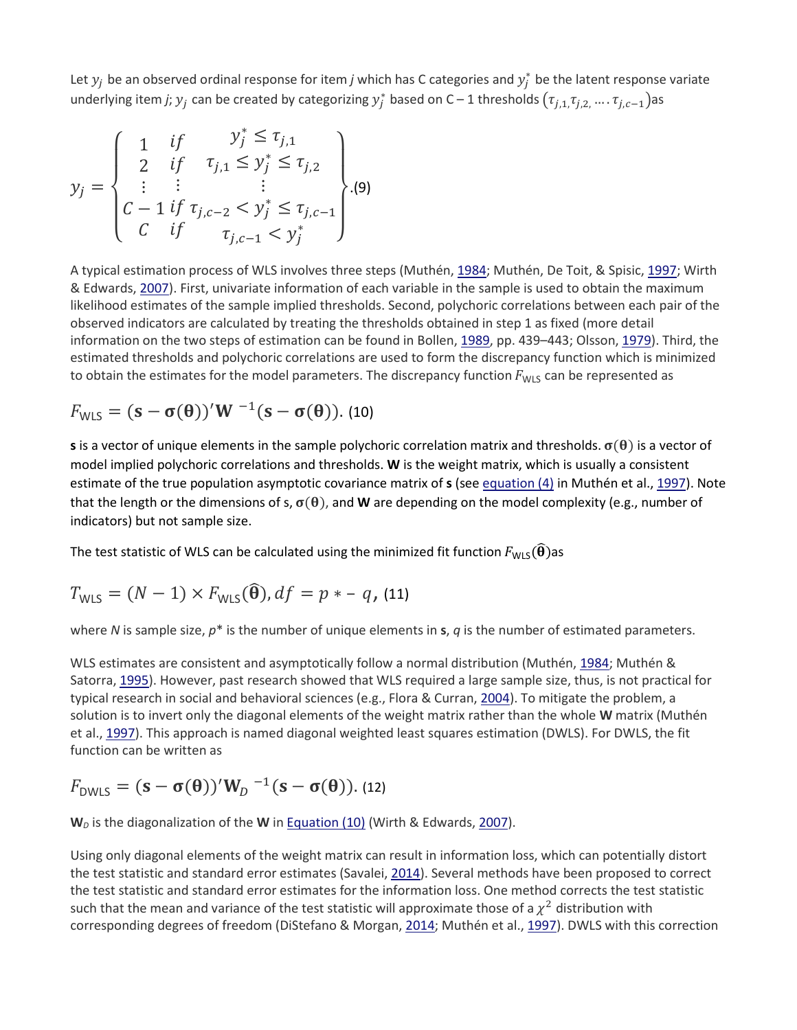Let $y_j$ be an observed ordinal response for item *j* which has C categories and $y_j^*$ be the latent response variate underlying item *j*; $y_j$ can be created by categorizing $y_j^*$ based on C – 1 thresholds $(\tau_{j,1,}\tau_{j,2,} \ldots . \tau_{j,c-1})$as

$$y_j = \left\{ \begin{array}{ccc} 1 & if & y_j^* \leq \tau_{j,1} \\ 2 & if & \tau_{j,1} \leq y_j^* \leq \tau_{j,2} \\ \vdots & \vdots & \vdots \\ C-1 & if & \tau_{j,c-2} < y_j^* \leq \tau_{j,c-1} \\ C & if & \tau_{j,c-1} < y_j^* \end{array} \right\} . \text{(9)}$$

A typical estimation process of WLS involves three steps (Muthén, 1984; Muthén, De Toit, & Spisic, 1997; Wirth & Edwards, 2007). First, univariate information of each variable in the sample is used to obtain the maximum likelihood estimates of the sample implied thresholds. Second, polychoric correlations between each pair of the observed indicators are calculated by treating the thresholds obtained in step 1 as fixed (more detail information on the two steps of estimation can be found in Bollen, 1989, pp. 439–443; Olsson, 1979). Third, the estimated thresholds and polychoric correlations are used to form the discrepancy function which is minimized to obtain the estimates for the model parameters. The discrepancy function $F_{\text{WLS}}$ can be represented as

$$F_{\text{WLS}} = (\mathbf{s} - \boldsymbol{\sigma}(\boldsymbol{\theta}))'\mathbf{W}^{-1}(\mathbf{s} - \boldsymbol{\sigma}(\boldsymbol{\theta})). \text{ (10)}$$

**s** is a vector of unique elements in the sample polychoric correlation matrix and thresholds. $\boldsymbol{\sigma}(\boldsymbol{\theta})$ is a vector of model implied polychoric correlations and thresholds. **W** is the weight matrix, which is usually a consistent estimate of the true population asymptotic covariance matrix of **s** (see equation (4) in Muthén et al., 1997). Note that the length or the dimensions of s, $\boldsymbol{\sigma}(\boldsymbol{\theta})$, and **W** are depending on the model complexity (e.g., number of indicators) but not sample size.

The test statistic of WLS can be calculated using the minimized fit function $F_{\text{WLS}}(\hat{\boldsymbol{\theta}})$as

$$T_{\text{WLS}} = (N-1) \times F_{\text{WLS}}(\hat{\boldsymbol{\theta}}), df = p* - q, \text{ (11)}$$

where *N* is sample size, *p*\* is the number of unique elements in **s**, *q* is the number of estimated parameters.

WLS estimates are consistent and asymptotically follow a normal distribution (Muthén, 1984; Muthén & Satorra, 1995). However, past research showed that WLS required a large sample size, thus, is not practical for typical research in social and behavioral sciences (e.g., Flora & Curran, 2004). To mitigate the problem, a solution is to invert only the diagonal elements of the weight matrix rather than the whole **W** matrix (Muthén et al., 1997). This approach is named diagonal weighted least squares estimation (DWLS). For DWLS, the fit function can be written as

$$F_{\text{DWLS}} = (\mathbf{s} - \boldsymbol{\sigma}(\boldsymbol{\theta}))'\mathbf{W}_D{}^{-1}(\mathbf{s} - \boldsymbol{\sigma}(\boldsymbol{\theta})). \text{ (12)}$$

$\mathbf{W}_D$ is the diagonalization of the **W** in Equation (10) (Wirth & Edwards, 2007).

Using only diagonal elements of the weight matrix can result in information loss, which can potentially distort the test statistic and standard error estimates (Savalei, 2014). Several methods have been proposed to correct the test statistic and standard error estimates for the information loss. One method corrects the test statistic such that the mean and variance of the test statistic will approximate those of a $\chi^2$ distribution with corresponding degrees of freedom (DiStefano & Morgan, 2014; Muthén et al., 1997). DWLS with this correction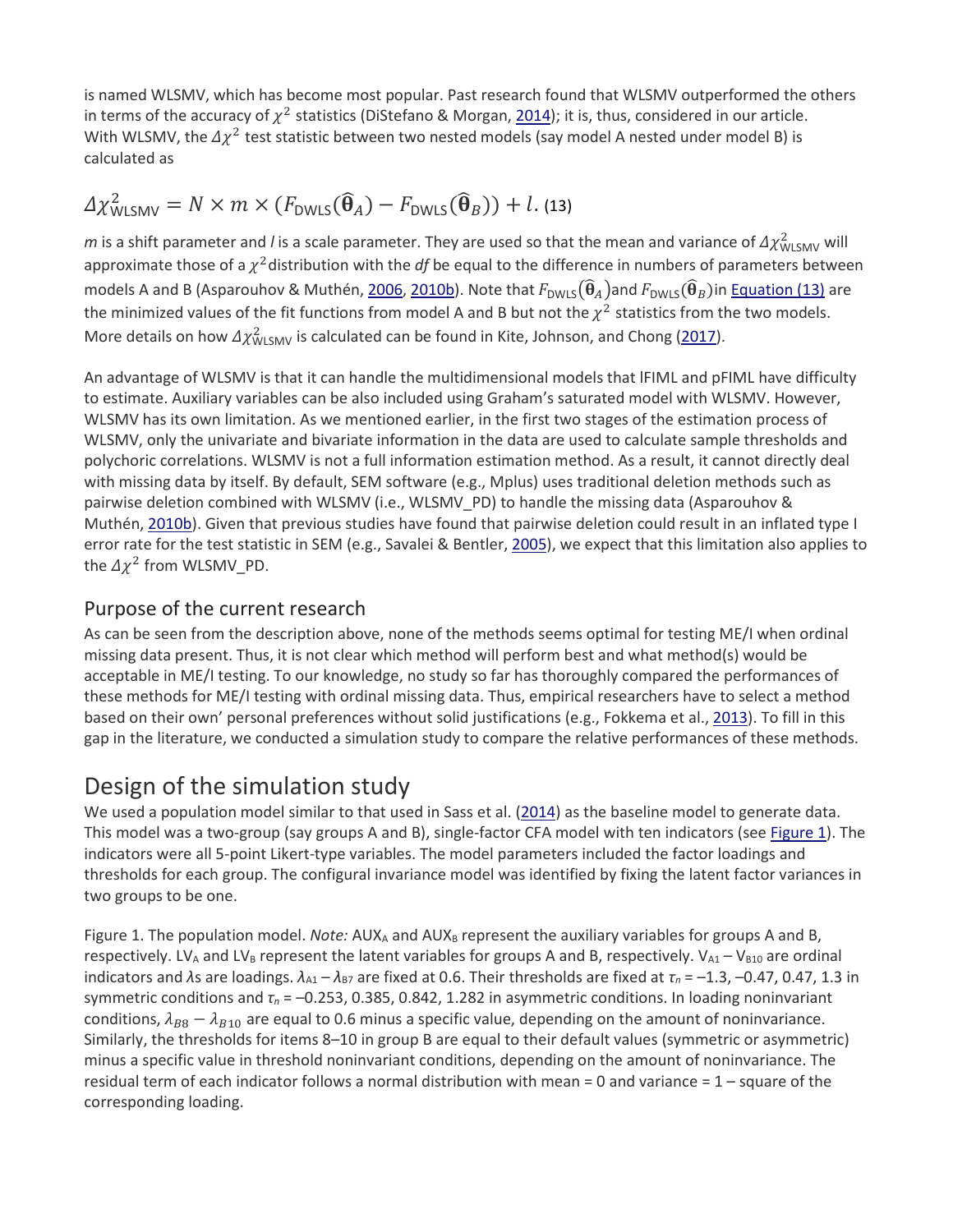is named WLSMV, which has become most popular. Past research found that WLSMV outperformed the others in terms of the accuracy of $\chi^2$ statistics (DiStefano & Morgan, 2014); it is, thus, considered in our article. With WLSMV, the $\Delta\chi^2$ test statistic between two nested models (say model A nested under model B) is calculated as

$$\Delta\chi^2_{\text{WLSMV}} = N \times m \times (F_{\text{DWLS}}(\hat{\boldsymbol{\theta}}_A) - F_{\text{DWLS}}(\hat{\boldsymbol{\theta}}_B)) + l. \quad (13)$$

*m* is a shift parameter and *l* is a scale parameter. They are used so that the mean and variance of $\Delta\chi^2_{\text{WLSMV}}$ will approximate those of a $\chi^2$ distribution with the *df* be equal to the difference in numbers of parameters between models A and B (Asparouhov & Muthén, 2006, 2010b). Note that $F_{\text{DWLS}}(\hat{\boldsymbol{\theta}}_A)$ and $F_{\text{DWLS}}(\hat{\boldsymbol{\theta}}_B)$ in Equation (13) are the minimized values of the fit functions from model A and B but not the $\chi^2$ statistics from the two models. More details on how $\Delta\chi^2_{\text{WLSMV}}$ is calculated can be found in Kite, Johnson, and Chong (2017).

An advantage of WLSMV is that it can handle the multidimensional models that lFIML and pFIML have difficulty to estimate. Auxiliary variables can be also included using Graham's saturated model with WLSMV. However, WLSMV has its own limitation. As we mentioned earlier, in the first two stages of the estimation process of WLSMV, only the univariate and bivariate information in the data are used to calculate sample thresholds and polychoric correlations. WLSMV is not a full information estimation method. As a result, it cannot directly deal with missing data by itself. By default, SEM software (e.g., Mplus) uses traditional deletion methods such as pairwise deletion combined with WLSMV (i.e., WLSMV_PD) to handle the missing data (Asparouhov & Muthén, 2010b). Given that previous studies have found that pairwise deletion could result in an inflated type I error rate for the test statistic in SEM (e.g., Savalei & Bentler, 2005), we expect that this limitation also applies to the $\Delta\chi^2$ from WLSMV_PD.

## Purpose of the current research

As can be seen from the description above, none of the methods seems optimal for testing ME/I when ordinal missing data present. Thus, it is not clear which method will perform best and what method(s) would be acceptable in ME/I testing. To our knowledge, no study so far has thoroughly compared the performances of these methods for ME/I testing with ordinal missing data. Thus, empirical researchers have to select a method based on their own' personal preferences without solid justifications (e.g., Fokkema et al., 2013). To fill in this gap in the literature, we conducted a simulation study to compare the relative performances of these methods.

# Design of the simulation study

We used a population model similar to that used in Sass et al. (2014) as the baseline model to generate data. This model was a two-group (say groups A and B), single-factor CFA model with ten indicators (see Figure 1). The indicators were all 5-point Likert-type variables. The model parameters included the factor loadings and thresholds for each group. The configural invariance model was identified by fixing the latent factor variances in two groups to be one.

Figure 1. The population model. *Note:* $AUX_A$ and $AUX_B$ represent the auxiliary variables for groups A and B, respectively. $LV_A$ and $LV_B$ represent the latent variables for groups A and B, respectively. $V_{A1} - V_{B10}$ are ordinal indicators and $\lambda$s are loadings. $\lambda_{A1} - \lambda_{B7}$ are fixed at 0.6. Their thresholds are fixed at $\tau_n$ = –1.3, –0.47, 0.47, 1.3 in symmetric conditions and $\tau_n$ = –0.253, 0.385, 0.842, 1.282 in asymmetric conditions. In loading noninvariant conditions, $\lambda_{B8} - \lambda_{B10}$ are equal to 0.6 minus a specific value, depending on the amount of noninvariance. Similarly, the thresholds for items 8–10 in group B are equal to their default values (symmetric or asymmetric) minus a specific value in threshold noninvariant conditions, depending on the amount of noninvariance. The residual term of each indicator follows a normal distribution with mean = 0 and variance = 1 – square of the corresponding loading.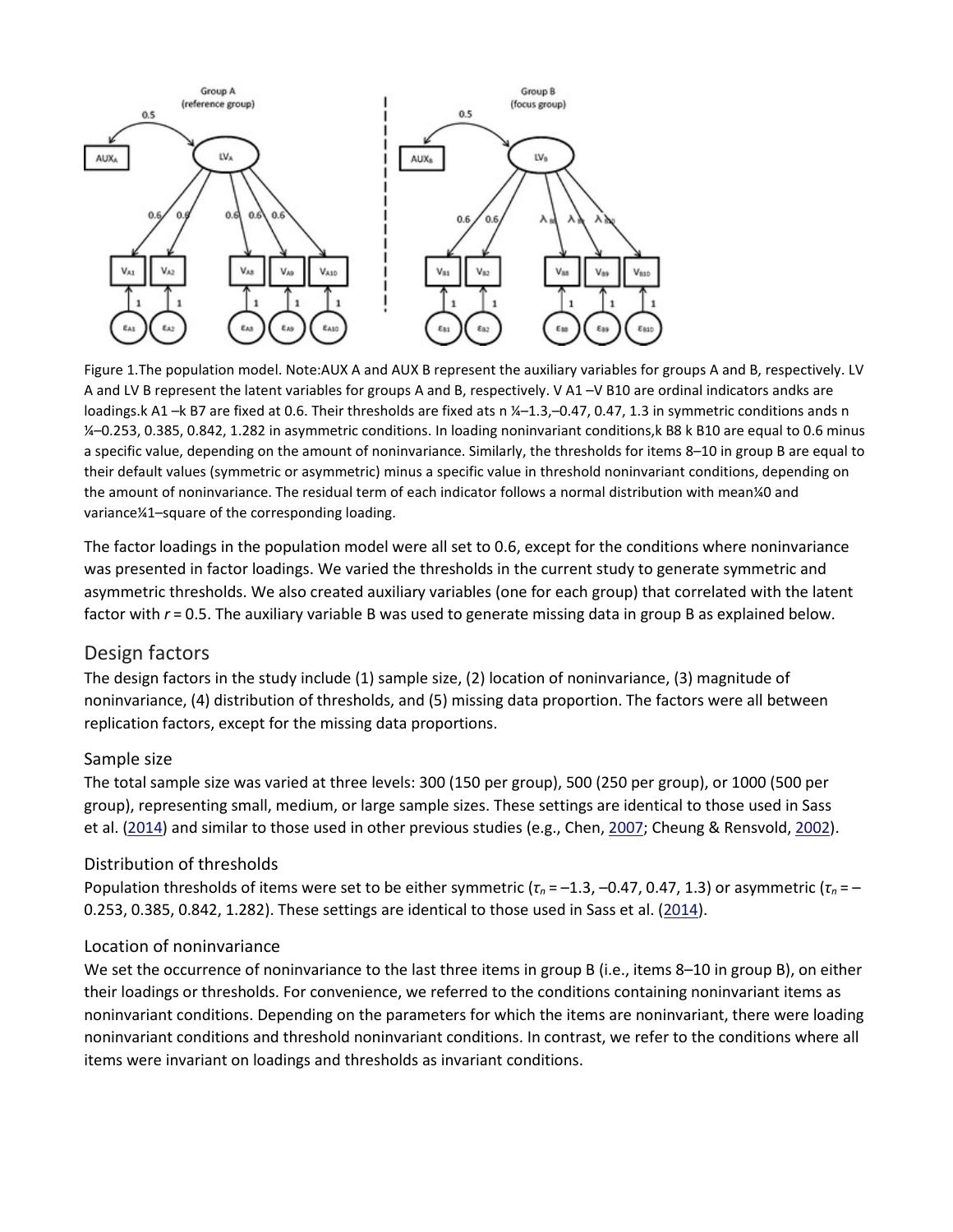Figure 1.The population model. Note:AUX A and AUX B represent the auxiliary variables for groups A and B, respectively. LV A and LV B represent the latent variables for groups A and B, respectively. V A1 –V B10 are ordinal indicators andks are loadings.k A1 –k B7 are fixed at 0.6. Their thresholds are fixed ats n ¼–1.3,–0.47, 0.47, 1.3 in symmetric conditions ands n ¼–0.253, 0.385, 0.842, 1.282 in asymmetric conditions. In loading noninvariant conditions,k B8 k B10 are equal to 0.6 minus a specific value, depending on the amount of noninvariance. Similarly, the thresholds for items 8–10 in group B are equal to their default values (symmetric or asymmetric) minus a specific value in threshold noninvariant conditions, depending on the amount of noninvariance. The residual term of each indicator follows a normal distribution with mean¼0 and variance¼1–square of the corresponding loading.

The factor loadings in the population model were all set to 0.6, except for the conditions where noninvariance was presented in factor loadings. We varied the thresholds in the current study to generate symmetric and asymmetric thresholds. We also created auxiliary variables (one for each group) that correlated with the latent factor with $r = 0.5$. The auxiliary variable B was used to generate missing data in group B as explained below.

## Design factors

The design factors in the study include (1) sample size, (2) location of noninvariance, (3) magnitude of noninvariance, (4) distribution of thresholds, and (5) missing data proportion. The factors were all between replication factors, except for the missing data proportions.

### Sample size

The total sample size was varied at three levels: 300 (150 per group), 500 (250 per group), or 1000 (500 per group), representing small, medium, or large sample sizes. These settings are identical to those used in Sass et al. (2014) and similar to those used in other previous studies (e.g., Chen, 2007; Cheung & Rensvold, 2002).

### Distribution of thresholds

Population thresholds of items were set to be either symmetric ($\tau_n = -1.3, -0.47, 0.47, 1.3$) or asymmetric ($\tau_n = -0.253, 0.385, 0.842, 1.282$). These settings are identical to those used in Sass et al. (2014).

### Location of noninvariance

We set the occurrence of noninvariance to the last three items in group B (i.e., items 8–10 in group B), on either their loadings or thresholds. For convenience, we referred to the conditions containing noninvariant items as noninvariant conditions. Depending on the parameters for which the items are noninvariant, there were loading noninvariant conditions and threshold noninvariant conditions. In contrast, we refer to the conditions where all items were invariant on loadings and thresholds as invariant conditions.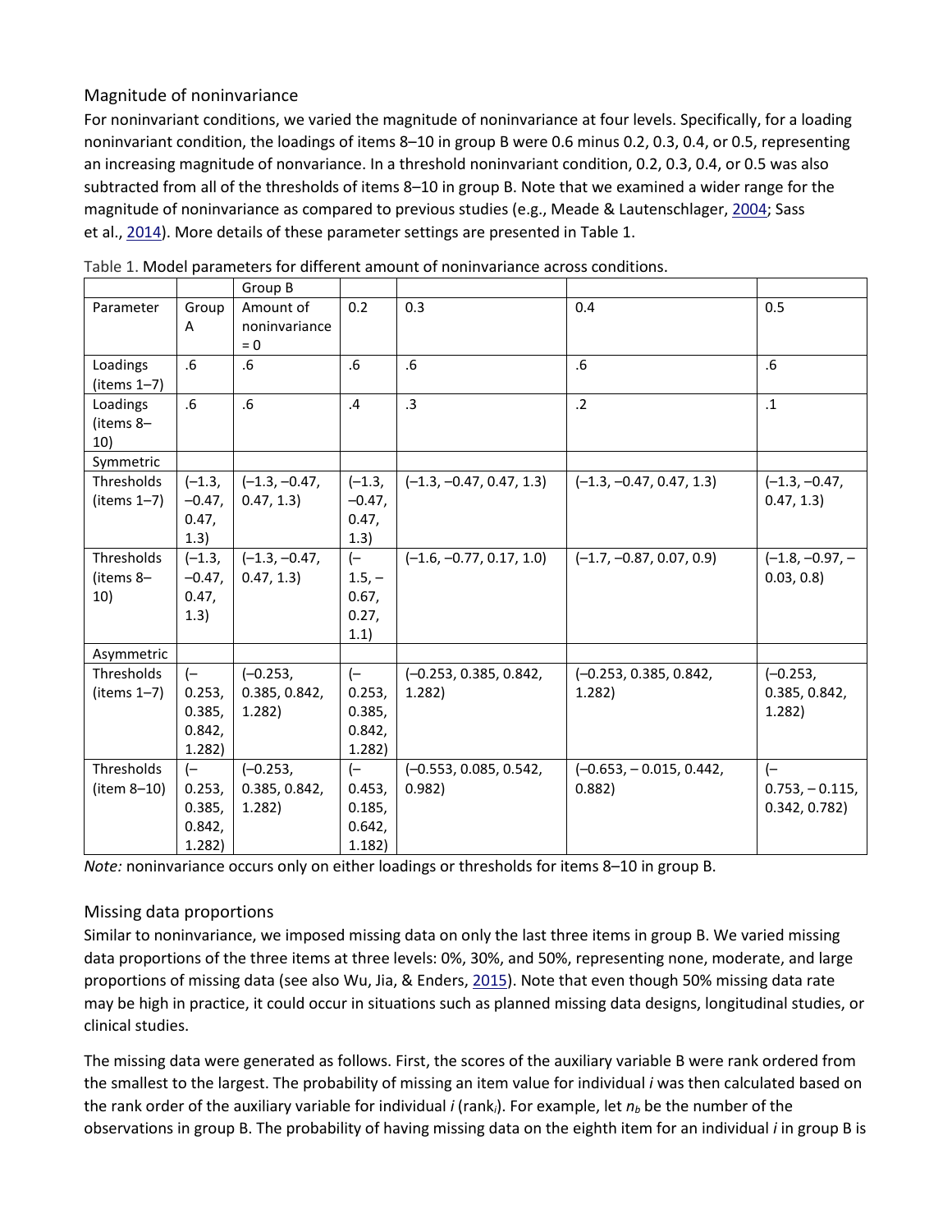### Magnitude of noninvariance

For noninvariant conditions, we varied the magnitude of noninvariance at four levels. Specifically, for a loading noninvariant condition, the loadings of items 8–10 in group B were 0.6 minus 0.2, 0.3, 0.4, or 0.5, representing an increasing magnitude of nonvariance. In a threshold noninvariant condition, 0.2, 0.3, 0.4, or 0.5 was also subtracted from all of the thresholds of items 8–10 in group B. Note that we examined a wider range for the magnitude of noninvariance as compared to previous studies (e.g., Meade & Lautenschlager, 2004; Sass et al., 2014). More details of these parameter settings are presented in Table 1.

Table 1. Model parameters for different amount of noninvariance across conditions.

| | | Group B | | | | |
|---|---|---|---|---|---|---|
| Parameter | Group A | Amount of noninvariance = 0 | 0.2 | 0.3 | 0.4 | 0.5 |
| Loadings (items 1–7) | .6 | .6 | .6 | .6 | .6 | .6 |
| Loadings (items 8–10) | .6 | .6 | .4 | .3 | .2 | .1 |
| Symmetric | | | | | | |
| Thresholds (items 1–7) | (–1.3, –0.47, 0.47, 1.3) | (–1.3, –0.47, 0.47, 1.3) | (–1.3, –0.47, 0.47, 1.3) | (–1.3, –0.47, 0.47, 1.3) | (–1.3, –0.47, 0.47, 1.3) | (–1.3, –0.47, 0.47, 1.3) |
| Thresholds (items 8–10) | (–1.3, –0.47, 0.47, 1.3) | (–1.3, –0.47, 0.47, 1.3) | (–1.5, –0.67, 0.27, 1.1) | (–1.6, –0.77, 0.17, 1.0) | (–1.7, –0.87, 0.07, 0.9) | (–1.8, –0.97, –0.03, 0.8) |
| Asymmetric | | | | | | |
| Thresholds (items 1–7) | (–0.253, 0.385, 0.842, 1.282) | (–0.253, 0.385, 0.842, 1.282) | (–0.253, 0.385, 0.842, 1.282) | (–0.253, 0.385, 0.842, 1.282) | (–0.253, 0.385, 0.842, 1.282) | (–0.253, 0.385, 0.842, 1.282) |
| Thresholds (item 8–10) | (–0.253, 0.385, 0.842, 1.282) | (–0.253, 0.385, 0.842, 1.282) | (–0.453, 0.185, 0.642, 1.182) | (–0.553, 0.085, 0.542, 0.982) | (–0.653, – 0.015, 0.442, 0.882) | (–0.753, – 0.115, 0.342, 0.782) |

*Note:* noninvariance occurs only on either loadings or thresholds for items 8–10 in group B.

### Missing data proportions

Similar to noninvariance, we imposed missing data on only the last three items in group B. We varied missing data proportions of the three items at three levels: 0%, 30%, and 50%, representing none, moderate, and large proportions of missing data (see also Wu, Jia, & Enders, 2015). Note that even though 50% missing data rate may be high in practice, it could occur in situations such as planned missing data designs, longitudinal studies, or clinical studies.

The missing data were generated as follows. First, the scores of the auxiliary variable B were rank ordered from the smallest to the largest. The probability of missing an item value for individual *i* was then calculated based on the rank order of the auxiliary variable for individual *i* ($rank_i$). For example, let $n_b$ be the number of the observations in group B. The probability of having missing data on the eighth item for an individual *i* in group B is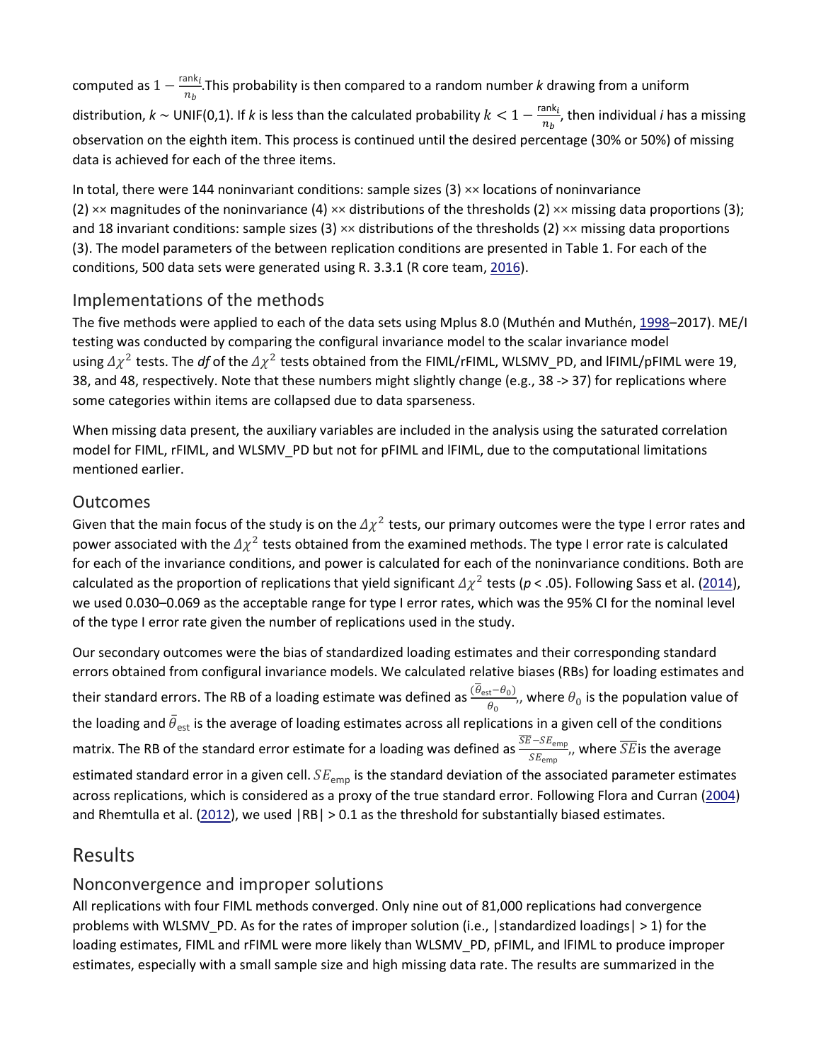computed as $1 - \frac{\text{rank}_i}{n_b}$.This probability is then compared to a random number *k* drawing from a uniform distribution, *k* ~ UNIF(0,1). If *k* is less than the calculated probability $k < 1 - \frac{\text{rank}_i}{n_b}$, then individual *i* has a missing observation on the eighth item. This process is continued until the desired percentage (30% or 50%) of missing data is achieved for each of the three items.

In total, there were 144 noninvariant conditions: sample sizes (3) ×× locations of noninvariance (2) ×× magnitudes of the noninvariance (4) ×× distributions of the thresholds (2) ×× missing data proportions (3); and 18 invariant conditions: sample sizes (3) ×× distributions of the thresholds (2) ×× missing data proportions (3). The model parameters of the between replication conditions are presented in Table 1. For each of the conditions, 500 data sets were generated using R. 3.3.1 (R core team, 2016).

## Implementations of the methods

The five methods were applied to each of the data sets using Mplus 8.0 (Muthén and Muthén, 1998–2017). ME/I testing was conducted by comparing the configural invariance model to the scalar invariance model using $\Delta\chi^2$ tests. The *df* of the $\Delta\chi^2$ tests obtained from the FIML/rFIML, WLSMV_PD, and lFIML/pFIML were 19, 38, and 48, respectively. Note that these numbers might slightly change (e.g., 38 -> 37) for replications where some categories within items are collapsed due to data sparseness.

When missing data present, the auxiliary variables are included in the analysis using the saturated correlation model for FIML, rFIML, and WLSMV_PD but not for pFIML and lFIML, due to the computational limitations mentioned earlier.

## Outcomes

Given that the main focus of the study is on the $\Delta\chi^2$ tests, our primary outcomes were the type I error rates and power associated with the $\Delta\chi^2$ tests obtained from the examined methods. The type I error rate is calculated for each of the invariance conditions, and power is calculated for each of the noninvariance conditions. Both are calculated as the proportion of replications that yield significant $\Delta\chi^2$ tests ($p < .05$). Following Sass et al. (2014), we used 0.030–0.069 as the acceptable range for type I error rates, which was the 95% CI for the nominal level of the type I error rate given the number of replications used in the study.

Our secondary outcomes were the bias of standardized loading estimates and their corresponding standard errors obtained from configural invariance models. We calculated relative biases (RBs) for loading estimates and their standard errors. The RB of a loading estimate was defined as $\frac{(\bar{\theta}_{\text{est}} - \theta_0)}{\theta_0}$,, where $\theta_0$ is the population value of the loading and $\bar{\theta}_{\text{est}}$ is the average of loading estimates across all replications in a given cell of the conditions matrix. The RB of the standard error estimate for a loading was defined as $\frac{\overline{SE} - SE_{\text{emp}}}{SE_{\text{emp}}}$,, where $\overline{SE}$ is the average estimated standard error in a given cell. $SE_{\text{emp}}$ is the standard deviation of the associated parameter estimates across replications, which is considered as a proxy of the true standard error. Following Flora and Curran (2004) and Rhemtulla et al. (2012), we used |RB| > 0.1 as the threshold for substantially biased estimates.

# Results

## Nonconvergence and improper solutions

All replications with four FIML methods converged. Only nine out of 81,000 replications had convergence problems with WLSMV_PD. As for the rates of improper solution (i.e., |standardized loadings| > 1) for the loading estimates, FIML and rFIML were more likely than WLSMV_PD, pFIML, and lFIML to produce improper estimates, especially with a small sample size and high missing data rate. The results are summarized in the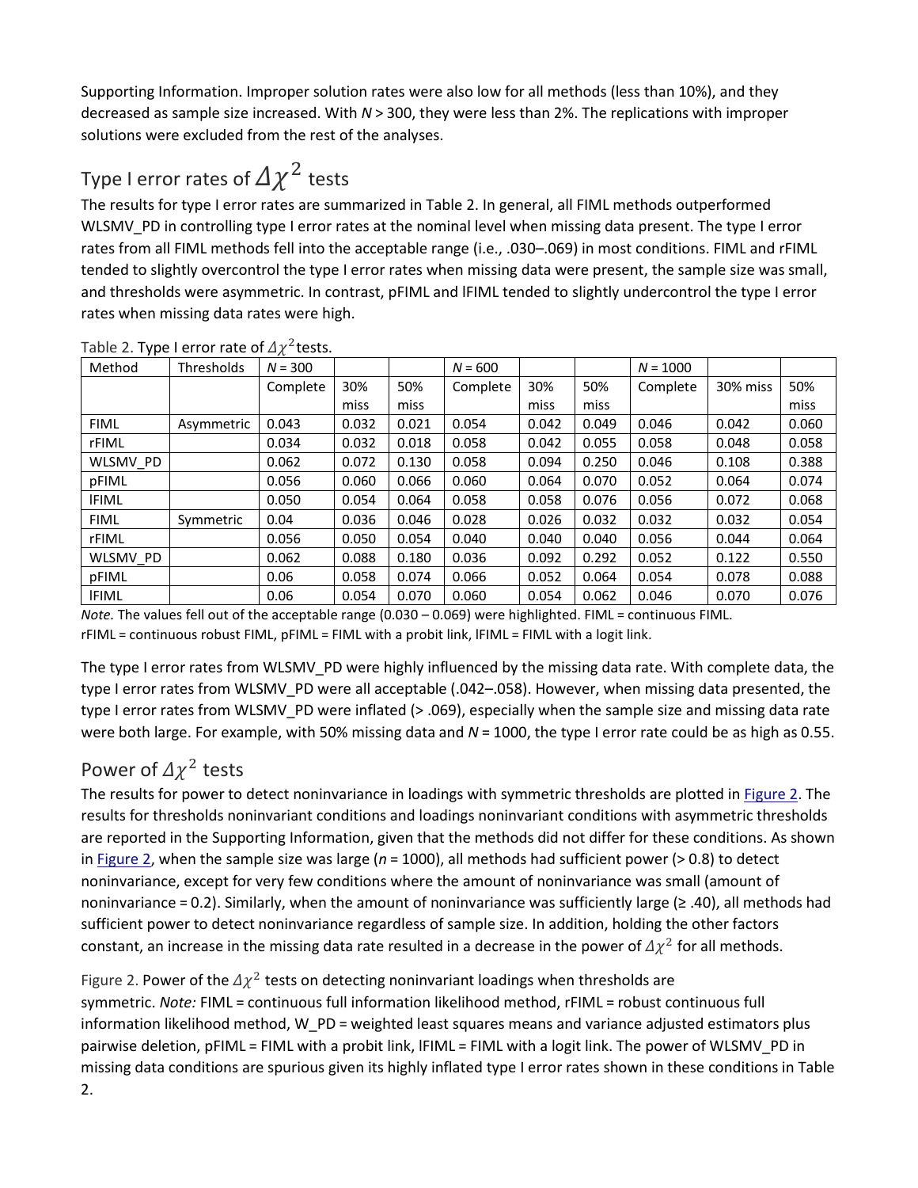Supporting Information. Improper solution rates were also low for all methods (less than 10%), and they decreased as sample size increased. With $N > 300$, they were less than 2%. The replications with improper solutions were excluded from the rest of the analyses.

## Type I error rates of $\Delta\chi^2$ tests

The results for type I error rates are summarized in Table 2. In general, all FIML methods outperformed WLSMV_PD in controlling type I error rates at the nominal level when missing data present. The type I error rates from all FIML methods fell into the acceptable range (i.e., .030–.069) in most conditions. FIML and rFIML tended to slightly overcontrol the type I error rates when missing data were present, the sample size was small, and thresholds were asymmetric. In contrast, pFIML and lFIML tended to slightly undercontrol the type I error rates when missing data rates were high.

Table 2. Type I error rate of $\Delta\chi^2$ tests.

| Method | Thresholds | *N* = 300 | | | *N* = 600 | | | *N* = 1000 | | |
|---|---|---|---|---|---|---|---|---|---|---|
| | | Complete | 30% miss | 50% miss | Complete | 30% miss | 50% miss | Complete | 30% miss | 50% miss |
| FIML | Asymmetric | 0.043 | 0.032 | 0.021 | 0.054 | 0.042 | 0.049 | 0.046 | 0.042 | 0.060 |
| rFIML | | 0.034 | 0.032 | 0.018 | 0.058 | 0.042 | 0.055 | 0.058 | 0.048 | 0.058 |
| WLSMV_PD | | 0.062 | 0.072 | 0.130 | 0.058 | 0.094 | 0.250 | 0.046 | 0.108 | 0.388 |
| pFIML | | 0.056 | 0.060 | 0.066 | 0.060 | 0.064 | 0.070 | 0.052 | 0.064 | 0.074 |
| lFIML | | 0.050 | 0.054 | 0.064 | 0.058 | 0.058 | 0.076 | 0.056 | 0.072 | 0.068 |
| FIML | Symmetric | 0.04 | 0.036 | 0.046 | 0.028 | 0.026 | 0.032 | 0.032 | 0.032 | 0.054 |
| rFIML | | 0.056 | 0.050 | 0.054 | 0.040 | 0.040 | 0.040 | 0.056 | 0.044 | 0.064 |
| WLSMV_PD | | 0.062 | 0.088 | 0.180 | 0.036 | 0.092 | 0.292 | 0.052 | 0.122 | 0.550 |
| pFIML | | 0.06 | 0.058 | 0.074 | 0.066 | 0.052 | 0.064 | 0.054 | 0.078 | 0.088 |
| lFIML | | 0.06 | 0.054 | 0.070 | 0.060 | 0.054 | 0.062 | 0.046 | 0.070 | 0.076 |

*Note.* The values fell out of the acceptable range (0.030 – 0.069) were highlighted. FIML = continuous FIML. rFIML = continuous robust FIML, pFIML = FIML with a probit link, lFIML = FIML with a logit link.

The type I error rates from WLSMV_PD were highly influenced by the missing data rate. With complete data, the type I error rates from WLSMV_PD were all acceptable (.042–.058). However, when missing data presented, the type I error rates from WLSMV_PD were inflated (> .069), especially when the sample size and missing data rate were both large. For example, with 50% missing data and *N* = 1000, the type I error rate could be as high as 0.55.

## Power of $\Delta\chi^2$ tests

The results for power to detect noninvariance in loadings with symmetric thresholds are plotted in Figure 2. The results for thresholds noninvariant conditions and loadings noninvariant conditions with asymmetric thresholds are reported in the Supporting Information, given that the methods did not differ for these conditions. As shown in Figure 2, when the sample size was large (*n* = 1000), all methods had sufficient power (> 0.8) to detect noninvariance, except for very few conditions where the amount of noninvariance was small (amount of noninvariance = 0.2). Similarly, when the amount of noninvariance was sufficiently large (≥ .40), all methods had sufficient power to detect noninvariance regardless of sample size. In addition, holding the other factors constant, an increase in the missing data rate resulted in a decrease in the power of $\Delta\chi^2$ for all methods.

Figure 2. Power of the $\Delta\chi^2$ tests on detecting noninvariant loadings when thresholds are symmetric. *Note:* FIML = continuous full information likelihood method, rFIML = robust continuous full information likelihood method, W_PD = weighted least squares means and variance adjusted estimators plus pairwise deletion, pFIML = FIML with a probit link, lFIML = FIML with a logit link. The power of WLSMV_PD in missing data conditions are spurious given its highly inflated type I error rates shown in these conditions in Table 2.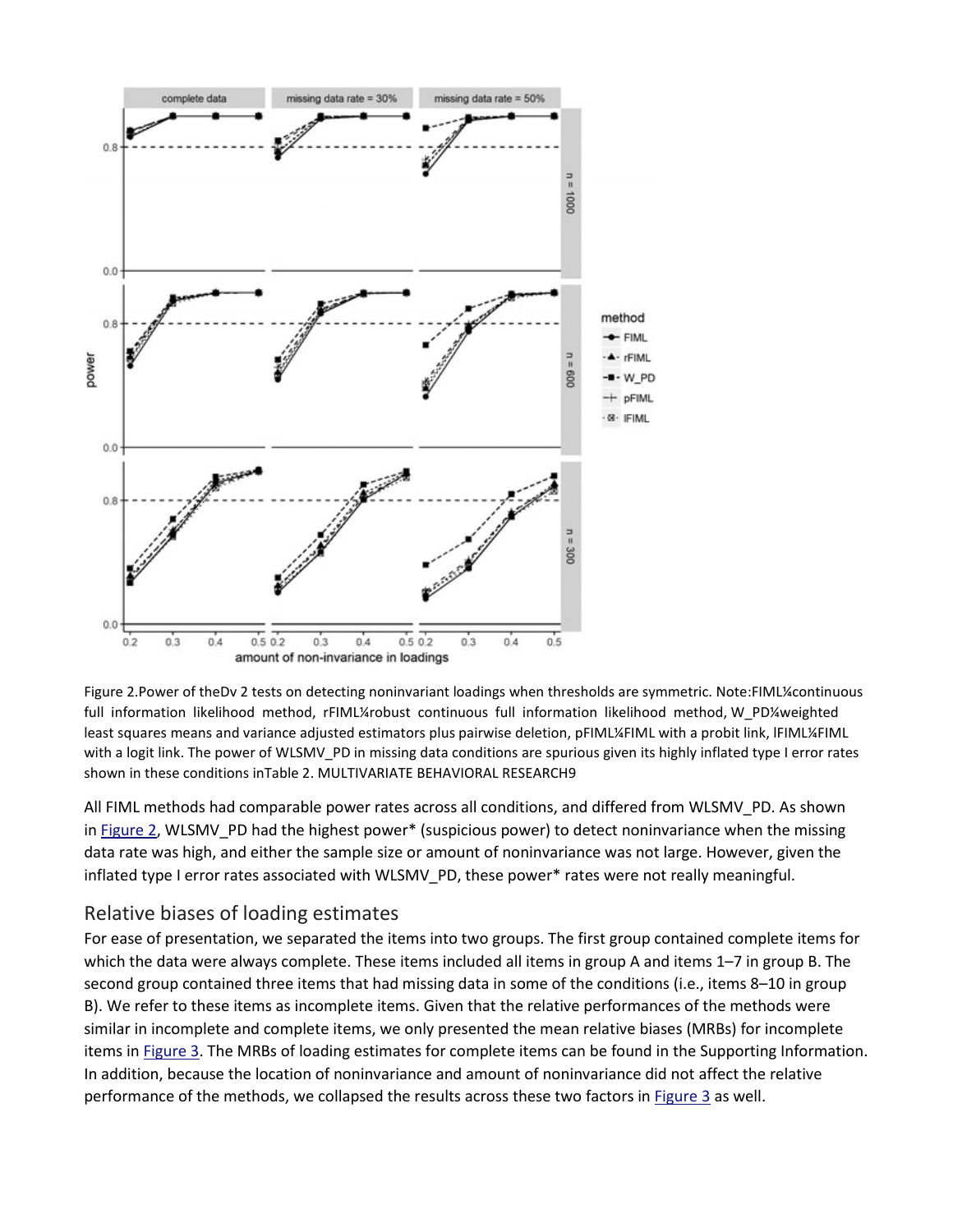Figure 2.Power of theDv 2 tests on detecting noninvariant loadings when thresholds are symmetric. Note:FIML¼continuous full information likelihood method, rFIML¼robust continuous full information likelihood method, W_PD¼weighted least squares means and variance adjusted estimators plus pairwise deletion, pFIML¼FIML with a probit link, lFIML¼FIML with a logit link. The power of WLSMV_PD in missing data conditions are spurious given its highly inflated type I error rates shown in these conditions inTable 2. MULTIVARIATE BEHAVIORAL RESEARCH9

All FIML methods had comparable power rates across all conditions, and differed from WLSMV_PD. As shown in Figure 2, WLSMV_PD had the highest power* (suspicious power) to detect noninvariance when the missing data rate was high, and either the sample size or amount of noninvariance was not large. However, given the inflated type I error rates associated with WLSMV_PD, these power* rates were not really meaningful.

## Relative biases of loading estimates

For ease of presentation, we separated the items into two groups. The first group contained complete items for which the data were always complete. These items included all items in group A and items 1–7 in group B. The second group contained three items that had missing data in some of the conditions (i.e., items 8–10 in group B). We refer to these items as incomplete items. Given that the relative performances of the methods were similar in incomplete and complete items, we only presented the mean relative biases (MRBs) for incomplete items in Figure 3. The MRBs of loading estimates for complete items can be found in the Supporting Information. In addition, because the location of noninvariance and amount of noninvariance did not affect the relative performance of the methods, we collapsed the results across these two factors in Figure 3 as well.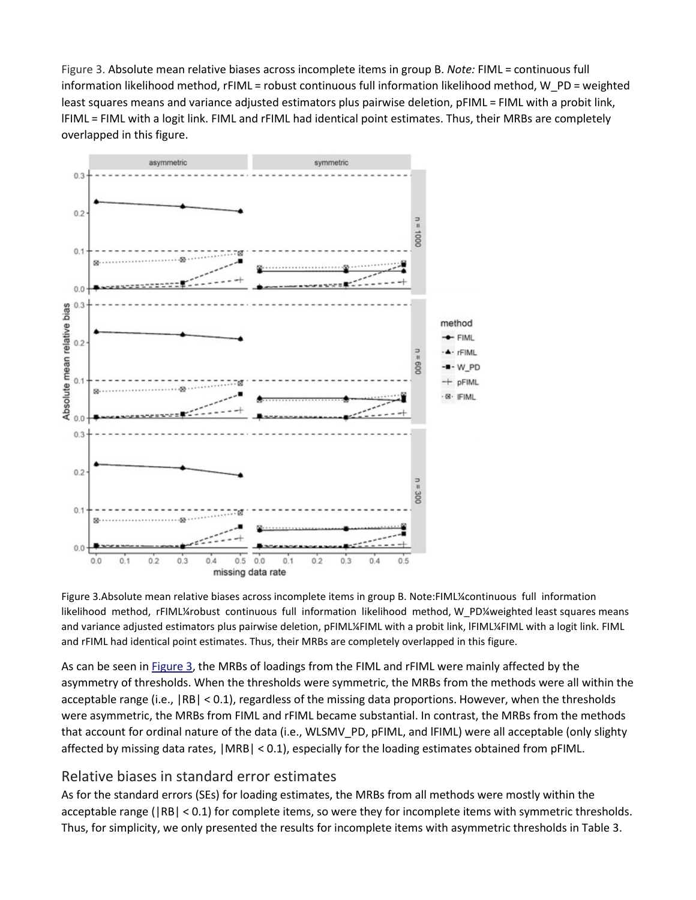Figure 3. Absolute mean relative biases across incomplete items in group B. *Note:* FIML = continuous full information likelihood method, rFIML = robust continuous full information likelihood method, W_PD = weighted least squares means and variance adjusted estimators plus pairwise deletion, pFIML = FIML with a probit link, lFIML = FIML with a logit link. FIML and rFIML had identical point estimates. Thus, their MRBs are completely overlapped in this figure.

Figure 3.Absolute mean relative biases across incomplete items in group B. Note:FIML¼continuous full information likelihood method, rFIML¼robust continuous full information likelihood method, W_PD¼weighted least squares means and variance adjusted estimators plus pairwise deletion, pFIML¼FIML with a probit link, lFIML¼FIML with a logit link. FIML and rFIML had identical point estimates. Thus, their MRBs are completely overlapped in this figure.

As can be seen in Figure 3, the MRBs of loadings from the FIML and rFIML were mainly affected by the asymmetry of thresholds. When the thresholds were symmetric, the MRBs from the methods were all within the acceptable range (i.e., |RB| < 0.1), regardless of the missing data proportions. However, when the thresholds were asymmetric, the MRBs from FIML and rFIML became substantial. In contrast, the MRBs from the methods that account for ordinal nature of the data (i.e., WLSMV_PD, pFIML, and lFIML) were all acceptable (only slighty affected by missing data rates, |MRB| < 0.1), especially for the loading estimates obtained from pFIML.

## Relative biases in standard error estimates

As for the standard errors (SEs) for loading estimates, the MRBs from all methods were mostly within the acceptable range (|RB| < 0.1) for complete items, so were they for incomplete items with symmetric thresholds. Thus, for simplicity, we only presented the results for incomplete items with asymmetric thresholds in Table 3.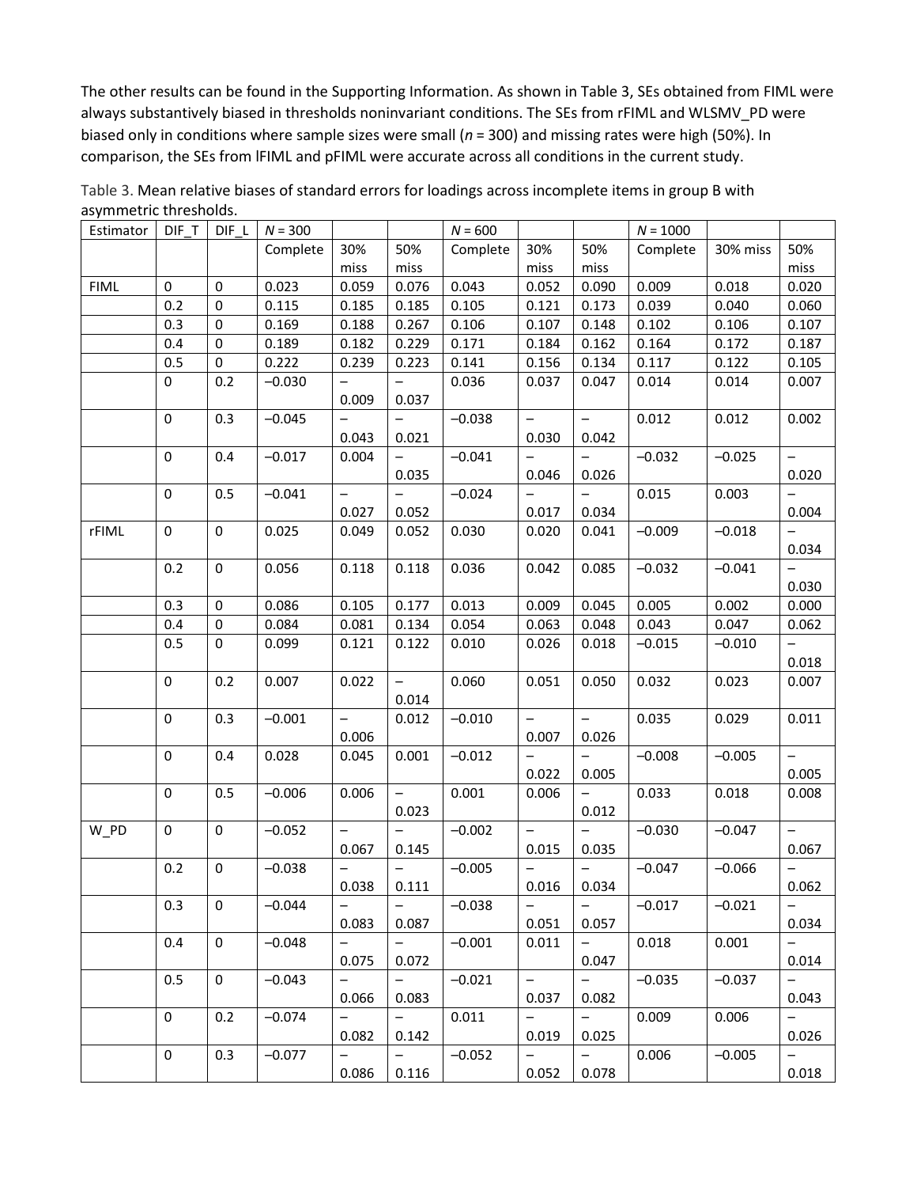The other results can be found in the Supporting Information. As shown in Table 3, SEs obtained from FIML were always substantively biased in thresholds noninvariant conditions. The SEs from rFIML and WLSMV_PD were biased only in conditions where sample sizes were small (*n* = 300) and missing rates were high (50%). In comparison, the SEs from lFIML and pFIML were accurate across all conditions in the current study.

Table 3. Mean relative biases of standard errors for loadings across incomplete items in group B with asymmetric thresholds.

| Estimator | DIF_T | DIF_L | *N* = 300 | | | *N* = 600 | | | *N* = 1000 | | |
|---|---|---|---|---|---|---|---|---|---|---|---|
| | | | Complete | 30% miss | 50% miss | Complete | 30% miss | 50% miss | Complete | 30% miss | 50% miss |
| FIML | 0 | 0 | 0.023 | 0.059 | 0.076 | 0.043 | 0.052 | 0.090 | 0.009 | 0.018 | 0.020 |
| | 0.2 | 0 | 0.115 | 0.185 | 0.185 | 0.105 | 0.121 | 0.173 | 0.039 | 0.040 | 0.060 |
| | 0.3 | 0 | 0.169 | 0.188 | 0.267 | 0.106 | 0.107 | 0.148 | 0.102 | 0.106 | 0.107 |
| | 0.4 | 0 | 0.189 | 0.182 | 0.229 | 0.171 | 0.184 | 0.162 | 0.164 | 0.172 | 0.187 |
| | 0.5 | 0 | 0.222 | 0.239 | 0.223 | 0.141 | 0.156 | 0.134 | 0.117 | 0.122 | 0.105 |
| | 0 | 0.2 | −0.030 | −0.009 | −0.037 | 0.036 | 0.037 | 0.047 | 0.014 | 0.014 | 0.007 |
| | 0 | 0.3 | −0.045 | −0.043 | −0.021 | −0.038 | −0.030 | −0.042 | 0.012 | 0.012 | 0.002 |
| | 0 | 0.4 | −0.017 | 0.004 | −0.035 | −0.041 | −0.046 | −0.026 | −0.032 | −0.025 | −0.020 |
| | 0 | 0.5 | −0.041 | −0.027 | −0.052 | −0.024 | −0.017 | −0.034 | 0.015 | 0.003 | −0.004 |
| rFIML | 0 | 0 | 0.025 | 0.049 | 0.052 | 0.030 | 0.020 | 0.041 | −0.009 | −0.018 | −0.034 |
| | 0.2 | 0 | 0.056 | 0.118 | 0.118 | 0.036 | 0.042 | 0.085 | −0.032 | −0.041 | −0.030 |
| | 0.3 | 0 | 0.086 | 0.105 | 0.177 | 0.013 | 0.009 | 0.045 | 0.005 | 0.002 | 0.000 |
| | 0.4 | 0 | 0.084 | 0.081 | 0.134 | 0.054 | 0.063 | 0.048 | 0.043 | 0.047 | 0.062 |
| | 0.5 | 0 | 0.099 | 0.121 | 0.122 | 0.010 | 0.026 | 0.018 | −0.015 | −0.010 | −0.018 |
| | 0 | 0.2 | 0.007 | 0.022 | −0.014 | 0.060 | 0.051 | 0.050 | 0.032 | 0.023 | 0.007 |
| | 0 | 0.3 | −0.001 | −0.006 | 0.012 | −0.010 | −0.007 | −0.026 | 0.035 | 0.029 | 0.011 |
| | 0 | 0.4 | 0.028 | 0.045 | 0.001 | −0.012 | −0.022 | −0.005 | −0.008 | −0.005 | −0.005 |
| | 0 | 0.5 | −0.006 | 0.006 | −0.023 | 0.001 | 0.006 | −0.012 | 0.033 | 0.018 | 0.008 |
| W_PD | 0 | 0 | −0.052 | −0.067 | −0.145 | −0.002 | −0.015 | −0.035 | −0.030 | −0.047 | −0.067 |
| | 0.2 | 0 | −0.038 | −0.038 | −0.111 | −0.005 | −0.016 | −0.034 | −0.047 | −0.066 | −0.062 |
| | 0.3 | 0 | −0.044 | −0.083 | −0.087 | −0.038 | −0.051 | −0.057 | −0.017 | −0.021 | −0.034 |
| | 0.4 | 0 | −0.048 | −0.075 | −0.072 | −0.001 | 0.011 | −0.047 | 0.018 | 0.001 | −0.014 |
| | 0.5 | 0 | −0.043 | −0.066 | −0.083 | −0.021 | −0.037 | −0.082 | −0.035 | −0.037 | −0.043 |
| | 0 | 0.2 | −0.074 | −0.082 | −0.142 | 0.011 | −0.019 | −0.025 | 0.009 | 0.006 | −0.026 |
| | 0 | 0.3 | −0.077 | −0.086 | −0.116 | −0.052 | −0.052 | −0.078 | 0.006 | −0.005 | −0.018 |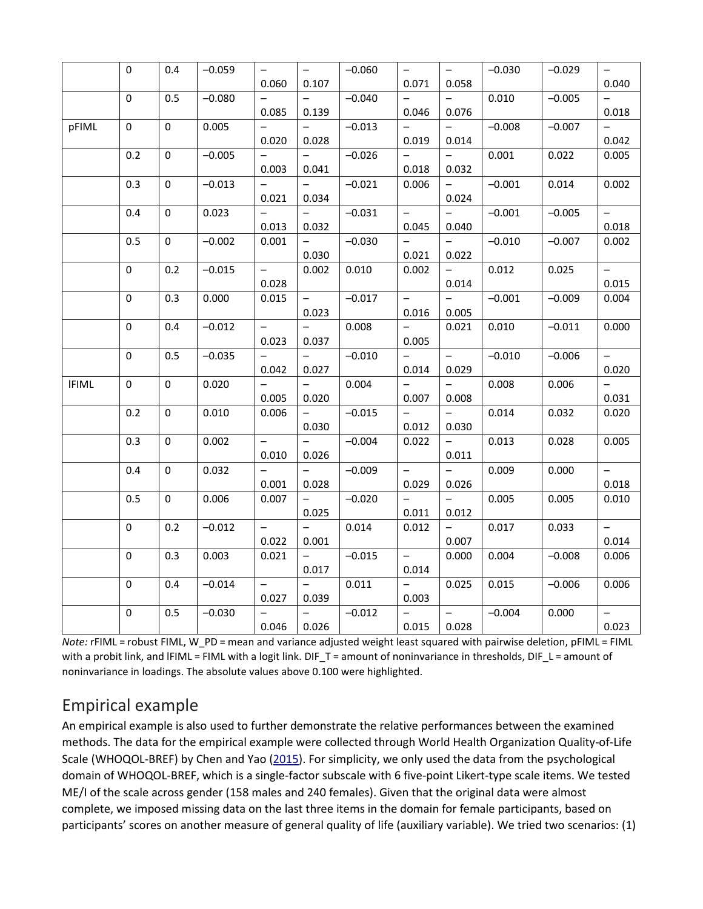| | 0 | 0.4 | −0.059 | −0.060 | −0.107 | −0.060 | −0.071 | −0.058 | −0.030 | −0.029 | −0.040 |
|---|---|---|---|---|---|---|---|---|---|---|---|
| | 0 | 0.5 | −0.080 | −0.085 | −0.139 | −0.040 | −0.046 | −0.076 | 0.010 | −0.005 | −0.018 |
| pFIML | 0 | 0 | 0.005 | −0.020 | −0.028 | −0.013 | −0.019 | −0.014 | −0.008 | −0.007 | −0.042 |
| | 0.2 | 0 | −0.005 | −0.003 | −0.041 | −0.026 | −0.018 | −0.032 | 0.001 | 0.022 | 0.005 |
| | 0.3 | 0 | −0.013 | −0.021 | −0.034 | −0.021 | 0.006 | −0.024 | −0.001 | 0.014 | 0.002 |
| | 0.4 | 0 | 0.023 | −0.013 | −0.032 | −0.031 | −0.045 | −0.040 | −0.001 | −0.005 | −0.018 |
| | 0.5 | 0 | −0.002 | 0.001 | −0.030 | −0.030 | −0.021 | −0.022 | −0.010 | −0.007 | 0.002 |
| | 0 | 0.2 | −0.015 | −0.028 | 0.002 | 0.010 | 0.002 | −0.014 | 0.012 | 0.025 | −0.015 |
| | 0 | 0.3 | 0.000 | 0.015 | −0.023 | −0.017 | −0.016 | −0.005 | −0.001 | −0.009 | 0.004 |
| | 0 | 0.4 | −0.012 | −0.023 | −0.037 | 0.008 | −0.005 | 0.021 | 0.010 | −0.011 | 0.000 |
| | 0 | 0.5 | −0.035 | −0.042 | −0.027 | −0.010 | −0.014 | −0.029 | −0.010 | −0.006 | −0.020 |
| lFIML | 0 | 0 | 0.020 | −0.005 | −0.020 | 0.004 | −0.007 | −0.008 | 0.008 | 0.006 | −0.031 |
| | 0.2 | 0 | 0.010 | 0.006 | −0.030 | −0.015 | −0.012 | −0.030 | 0.014 | 0.032 | 0.020 |
| | 0.3 | 0 | 0.002 | −0.010 | −0.026 | −0.004 | 0.022 | −0.011 | 0.013 | 0.028 | 0.005 |
| | 0.4 | 0 | 0.032 | −0.001 | −0.028 | −0.009 | −0.029 | −0.026 | 0.009 | 0.000 | −0.018 |
| | 0.5 | 0 | 0.006 | 0.007 | −0.025 | −0.020 | −0.011 | −0.012 | 0.005 | 0.005 | 0.010 |
| | 0 | 0.2 | −0.012 | −0.022 | −0.001 | 0.014 | 0.012 | −0.007 | 0.017 | 0.033 | −0.014 |
| | 0 | 0.3 | 0.003 | 0.021 | −0.017 | −0.015 | −0.014 | 0.000 | 0.004 | −0.008 | 0.006 |
| | 0 | 0.4 | −0.014 | −0.027 | −0.039 | 0.011 | −0.003 | 0.025 | 0.015 | −0.006 | 0.006 |
| | 0 | 0.5 | −0.030 | −0.046 | −0.026 | −0.012 | −0.015 | −0.028 | −0.004 | 0.000 | −0.023 |

*Note:* rFIML = robust FIML, W_PD = mean and variance adjusted weight least squared with pairwise deletion, pFIML = FIML with a probit link, and lFIML = FIML with a logit link. DIF_T = amount of noninvariance in thresholds, DIF_L = amount of noninvariance in loadings. The absolute values above 0.100 were highlighted.

## Empirical example

An empirical example is also used to further demonstrate the relative performances between the examined methods. The data for the empirical example were collected through World Health Organization Quality-of-Life Scale (WHOQOL-BREF) by Chen and Yao (2015). For simplicity, we only used the data from the psychological domain of WHOQOL-BREF, which is a single-factor subscale with 6 five-point Likert-type scale items. We tested ME/I of the scale across gender (158 males and 240 females). Given that the original data were almost complete, we imposed missing data on the last three items in the domain for female participants, based on participants' scores on another measure of general quality of life (auxiliary variable). We tried two scenarios: (1)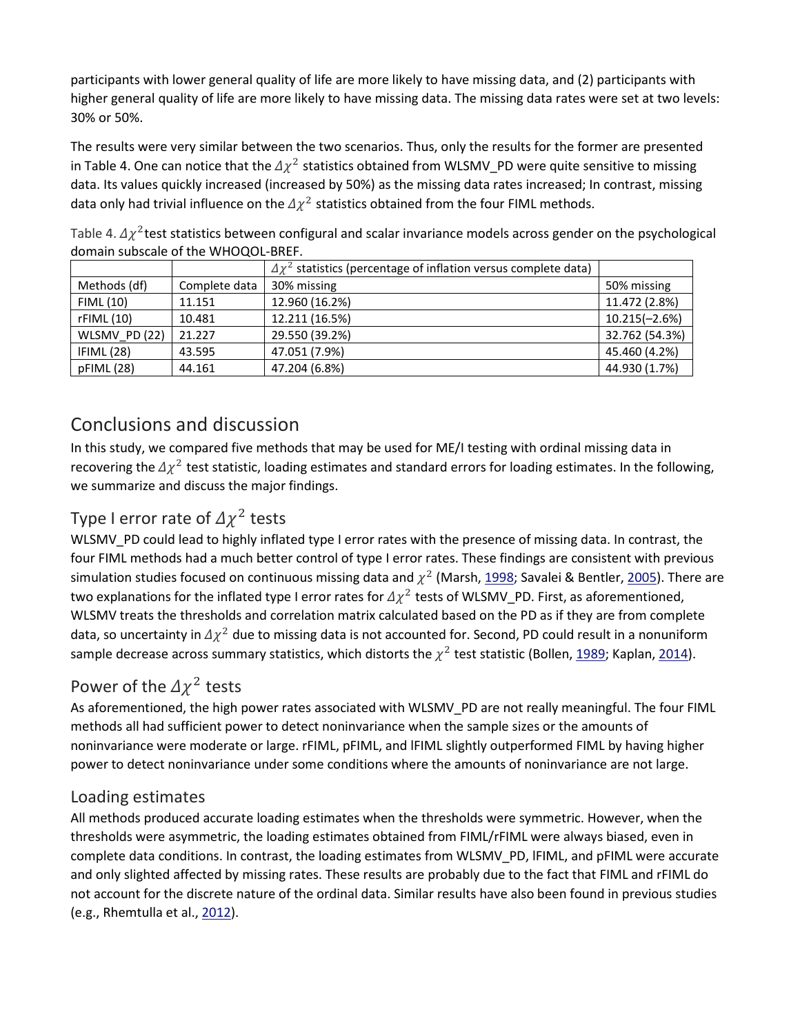participants with lower general quality of life are more likely to have missing data, and (2) participants with higher general quality of life are more likely to have missing data. The missing data rates were set at two levels: 30% or 50%.

The results were very similar between the two scenarios. Thus, only the results for the former are presented in Table 4. One can notice that the $\Delta\chi^2$ statistics obtained from WLSMV_PD were quite sensitive to missing data. Its values quickly increased (increased by 50%) as the missing data rates increased; In contrast, missing data only had trivial influence on the $\Delta\chi^2$ statistics obtained from the four FIML methods.

Table 4. $\Delta\chi^2$ test statistics between configural and scalar invariance models across gender on the psychological domain subscale of the WHOQOL-BREF.

| | | $\Delta\chi^2$ statistics (percentage of inflation versus complete data) | |
|---|---|---|---|
| Methods (df) | Complete data | 30% missing | 50% missing |
| FIML (10) | 11.151 | 12.960 (16.2%) | 11.472 (2.8%) |
| rFIML (10) | 10.481 | 12.211 (16.5%) | 10.215(−2.6%) |
| WLSMV_PD (22) | 21.227 | 29.550 (39.2%) | 32.762 (54.3%) |
| lFIML (28) | 43.595 | 47.051 (7.9%) | 45.460 (4.2%) |
| pFIML (28) | 44.161 | 47.204 (6.8%) | 44.930 (1.7%) |

## Conclusions and discussion

In this study, we compared five methods that may be used for ME/I testing with ordinal missing data in recovering the $\Delta\chi^2$ test statistic, loading estimates and standard errors for loading estimates. In the following, we summarize and discuss the major findings.

### Type I error rate of $\Delta\chi^2$ tests

WLSMV_PD could lead to highly inflated type I error rates with the presence of missing data. In contrast, the four FIML methods had a much better control of type I error rates. These findings are consistent with previous simulation studies focused on continuous missing data and $\chi^2$ (Marsh, 1998; Savalei & Bentler, 2005). There are two explanations for the inflated type I error rates for $\Delta\chi^2$ tests of WLSMV_PD. First, as aforementioned, WLSMV treats the thresholds and correlation matrix calculated based on the PD as if they are from complete data, so uncertainty in $\Delta\chi^2$ due to missing data is not accounted for. Second, PD could result in a nonuniform sample decrease across summary statistics, which distorts the $\chi^2$ test statistic (Bollen, 1989; Kaplan, 2014).

### Power of the $\Delta\chi^2$ tests

As aforementioned, the high power rates associated with WLSMV_PD are not really meaningful. The four FIML methods all had sufficient power to detect noninvariance when the sample sizes or the amounts of noninvariance were moderate or large. rFIML, pFIML, and lFIML slightly outperformed FIML by having higher power to detect noninvariance under some conditions where the amounts of noninvariance are not large.

### Loading estimates

All methods produced accurate loading estimates when the thresholds were symmetric. However, when the thresholds were asymmetric, the loading estimates obtained from FIML/rFIML were always biased, even in complete data conditions. In contrast, the loading estimates from WLSMV_PD, lFIML, and pFIML were accurate and only slighted affected by missing rates. These results are probably due to the fact that FIML and rFIML do not account for the discrete nature of the ordinal data. Similar results have also been found in previous studies (e.g., Rhemtulla et al., 2012).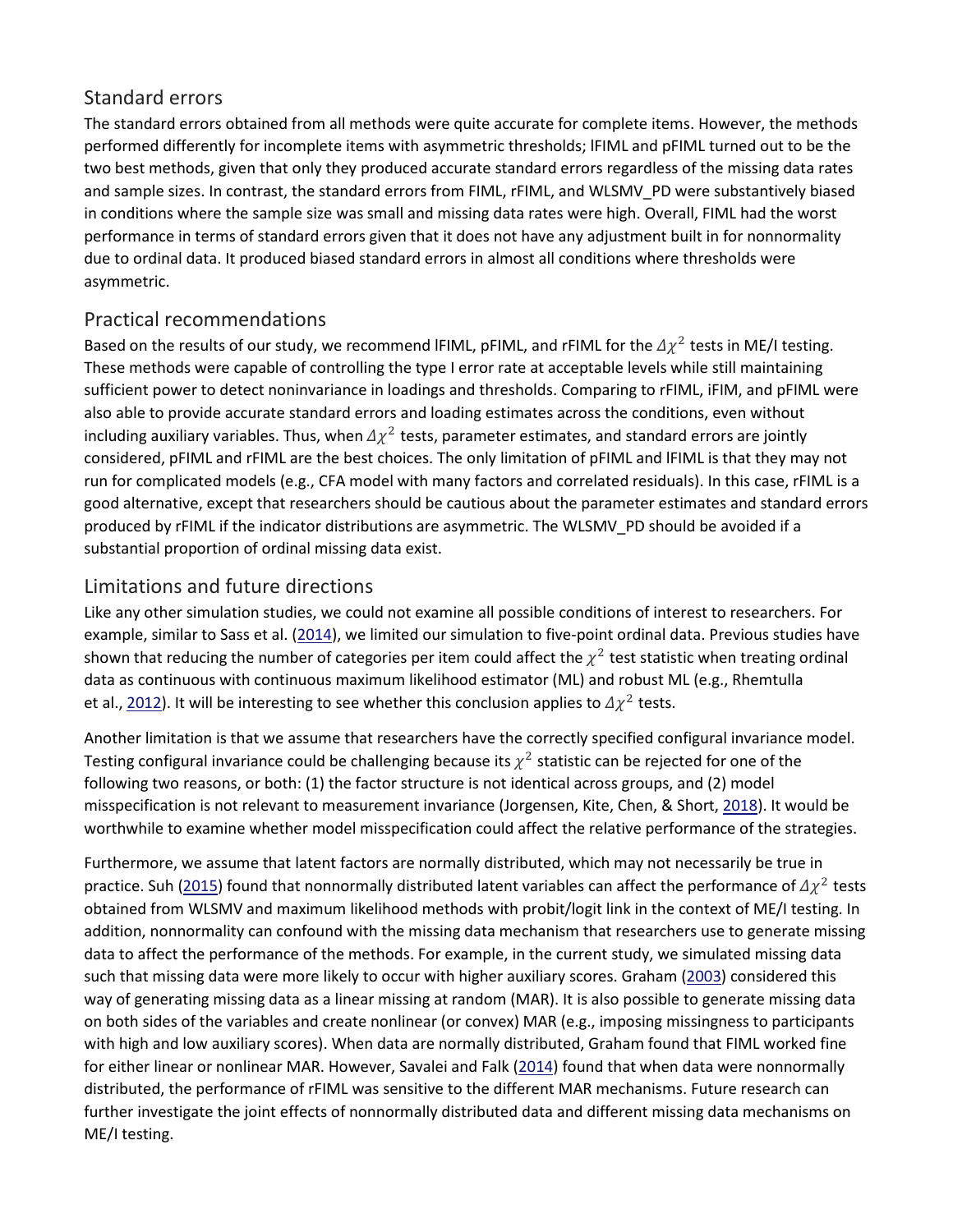## Standard errors

The standard errors obtained from all methods were quite accurate for complete items. However, the methods performed differently for incomplete items with asymmetric thresholds; lFIML and pFIML turned out to be the two best methods, given that only they produced accurate standard errors regardless of the missing data rates and sample sizes. In contrast, the standard errors from FIML, rFIML, and WLSMV_PD were substantively biased in conditions where the sample size was small and missing data rates were high. Overall, FIML had the worst performance in terms of standard errors given that it does not have any adjustment built in for nonnormality due to ordinal data. It produced biased standard errors in almost all conditions where thresholds were asymmetric.

## Practical recommendations

Based on the results of our study, we recommend lFIML, pFIML, and rFIML for the $\Delta\chi^2$ tests in ME/I testing. These methods were capable of controlling the type I error rate at acceptable levels while still maintaining sufficient power to detect noninvariance in loadings and thresholds. Comparing to rFIML, iFIM, and pFIML were also able to provide accurate standard errors and loading estimates across the conditions, even without including auxiliary variables. Thus, when $\Delta\chi^2$ tests, parameter estimates, and standard errors are jointly considered, pFIML and rFIML are the best choices. The only limitation of pFIML and lFIML is that they may not run for complicated models (e.g., CFA model with many factors and correlated residuals). In this case, rFIML is a good alternative, except that researchers should be cautious about the parameter estimates and standard errors produced by rFIML if the indicator distributions are asymmetric. The WLSMV_PD should be avoided if a substantial proportion of ordinal missing data exist.

## Limitations and future directions

Like any other simulation studies, we could not examine all possible conditions of interest to researchers. For example, similar to Sass et al. (2014), we limited our simulation to five-point ordinal data. Previous studies have shown that reducing the number of categories per item could affect the $\chi^2$ test statistic when treating ordinal data as continuous with continuous maximum likelihood estimator (ML) and robust ML (e.g., Rhemtulla et al., 2012). It will be interesting to see whether this conclusion applies to $\Delta\chi^2$ tests.

Another limitation is that we assume that researchers have the correctly specified configural invariance model. Testing configural invariance could be challenging because its $\chi^2$ statistic can be rejected for one of the following two reasons, or both: (1) the factor structure is not identical across groups, and (2) model misspecification is not relevant to measurement invariance (Jorgensen, Kite, Chen, & Short, 2018). It would be worthwhile to examine whether model misspecification could affect the relative performance of the strategies.

Furthermore, we assume that latent factors are normally distributed, which may not necessarily be true in practice. Suh (2015) found that nonnormally distributed latent variables can affect the performance of $\Delta\chi^2$ tests obtained from WLSMV and maximum likelihood methods with probit/logit link in the context of ME/I testing. In addition, nonnormality can confound with the missing data mechanism that researchers use to generate missing data to affect the performance of the methods. For example, in the current study, we simulated missing data such that missing data were more likely to occur with higher auxiliary scores. Graham (2003) considered this way of generating missing data as a linear missing at random (MAR). It is also possible to generate missing data on both sides of the variables and create nonlinear (or convex) MAR (e.g., imposing missingness to participants with high and low auxiliary scores). When data are normally distributed, Graham found that FIML worked fine for either linear or nonlinear MAR. However, Savalei and Falk (2014) found that when data were nonnormally distributed, the performance of rFIML was sensitive to the different MAR mechanisms. Future research can further investigate the joint effects of nonnormally distributed data and different missing data mechanisms on ME/I testing.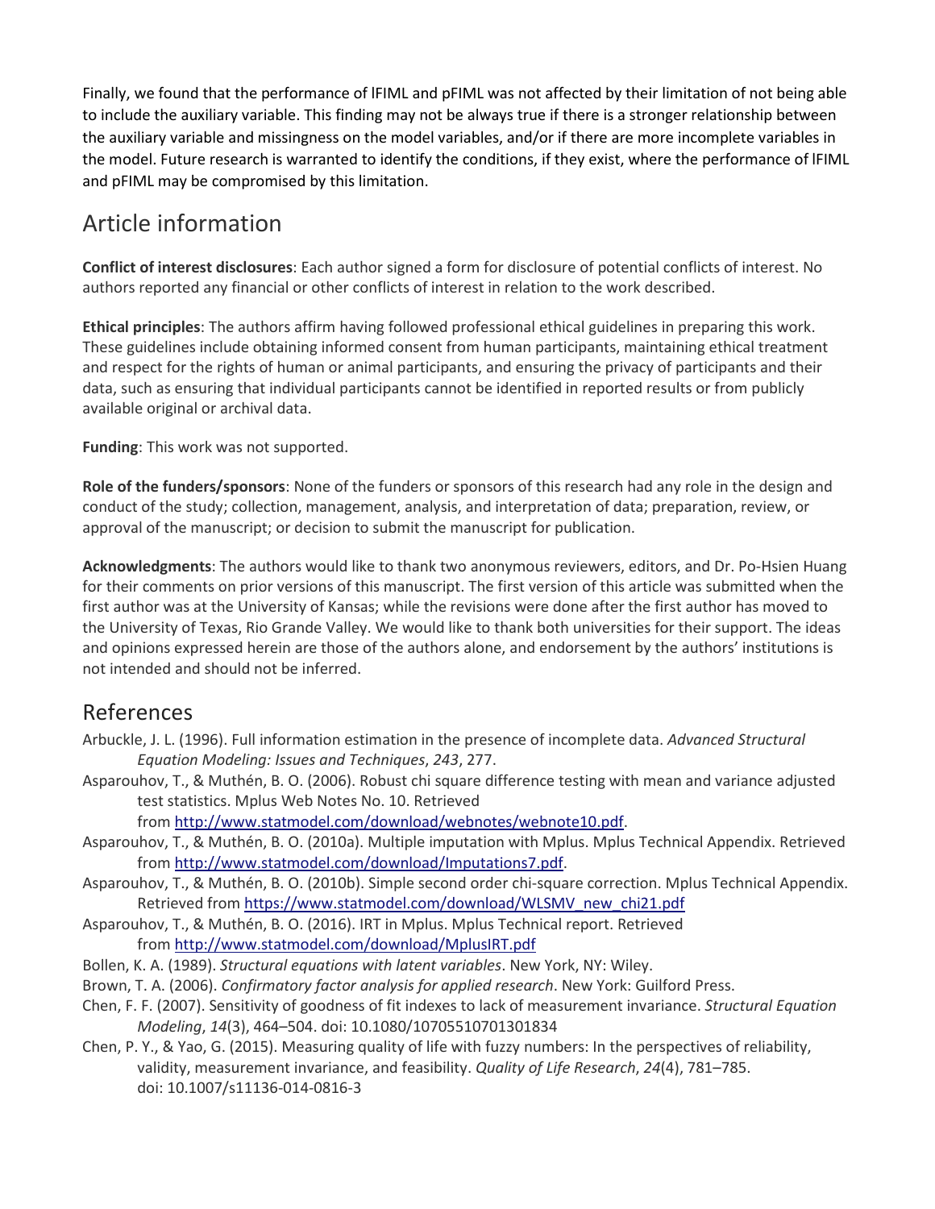Finally, we found that the performance of lFIML and pFIML was not affected by their limitation of not being able to include the auxiliary variable. This finding may not be always true if there is a stronger relationship between the auxiliary variable and missingness on the model variables, and/or if there are more incomplete variables in the model. Future research is warranted to identify the conditions, if they exist, where the performance of lFIML and pFIML may be compromised by this limitation.

## Article information

**Conflict of interest disclosures**: Each author signed a form for disclosure of potential conflicts of interest. No authors reported any financial or other conflicts of interest in relation to the work described.

**Ethical principles**: The authors affirm having followed professional ethical guidelines in preparing this work. These guidelines include obtaining informed consent from human participants, maintaining ethical treatment and respect for the rights of human or animal participants, and ensuring the privacy of participants and their data, such as ensuring that individual participants cannot be identified in reported results or from publicly available original or archival data.

**Funding**: This work was not supported.

**Role of the funders/sponsors**: None of the funders or sponsors of this research had any role in the design and conduct of the study; collection, management, analysis, and interpretation of data; preparation, review, or approval of the manuscript; or decision to submit the manuscript for publication.

**Acknowledgments**: The authors would like to thank two anonymous reviewers, editors, and Dr. Po-Hsien Huang for their comments on prior versions of this manuscript. The first version of this article was submitted when the first author was at the University of Kansas; while the revisions were done after the first author has moved to the University of Texas, Rio Grande Valley. We would like to thank both universities for their support. The ideas and opinions expressed herein are those of the authors alone, and endorsement by the authors' institutions is not intended and should not be inferred.

## References

Arbuckle, J. L. (1996). Full information estimation in the presence of incomplete data. *Advanced Structural Equation Modeling: Issues and Techniques*, *243*, 277.

Asparouhov, T., & Muthén, B. O. (2006). Robust chi square difference testing with mean and variance adjusted test statistics. Mplus Web Notes No. 10. Retrieved from http://www.statmodel.com/download/webnotes/webnote10.pdf.

Asparouhov, T., & Muthén, B. O. (2010a). Multiple imputation with Mplus. Mplus Technical Appendix. Retrieved from http://www.statmodel.com/download/Imputations7.pdf.

Asparouhov, T., & Muthén, B. O. (2010b). Simple second order chi-square correction. Mplus Technical Appendix. Retrieved from https://www.statmodel.com/download/WLSMV_new_chi21.pdf

Asparouhov, T., & Muthén, B. O. (2016). IRT in Mplus. Mplus Technical report. Retrieved from http://www.statmodel.com/download/MplusIRT.pdf

Bollen, K. A. (1989). *Structural equations with latent variables*. New York, NY: Wiley.

Brown, T. A. (2006). *Confirmatory factor analysis for applied research*. New York: Guilford Press.

Chen, F. F. (2007). Sensitivity of goodness of fit indexes to lack of measurement invariance. *Structural Equation Modeling*, *14*(3), 464–504. doi: 10.1080/10705510701301834

Chen, P. Y., & Yao, G. (2015). Measuring quality of life with fuzzy numbers: In the perspectives of reliability, validity, measurement invariance, and feasibility. *Quality of Life Research*, *24*(4), 781–785. doi: 10.1007/s11136-014-0816-3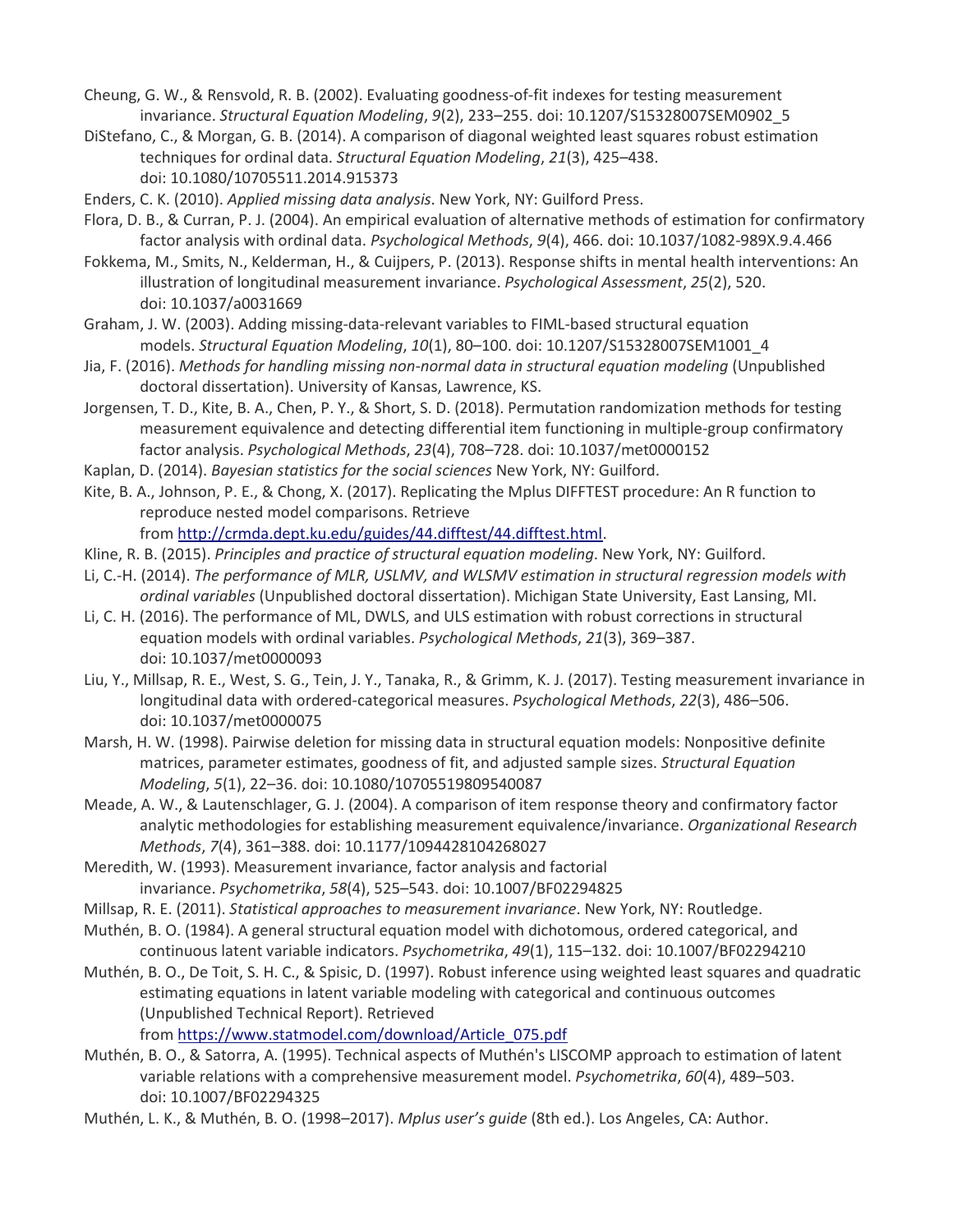Cheung, G. W., & Rensvold, R. B. (2002). Evaluating goodness-of-fit indexes for testing measurement invariance. *Structural Equation Modeling*, *9*(2), 233–255. doi: 10.1207/S15328007SEM0902_5

DiStefano, C., & Morgan, G. B. (2014). A comparison of diagonal weighted least squares robust estimation techniques for ordinal data. *Structural Equation Modeling*, *21*(3), 425–438. doi: 10.1080/10705511.2014.915373

Enders, C. K. (2010). *Applied missing data analysis*. New York, NY: Guilford Press.

Flora, D. B., & Curran, P. J. (2004). An empirical evaluation of alternative methods of estimation for confirmatory factor analysis with ordinal data. *Psychological Methods*, *9*(4), 466. doi: 10.1037/1082-989X.9.4.466

Fokkema, M., Smits, N., Kelderman, H., & Cuijpers, P. (2013). Response shifts in mental health interventions: An illustration of longitudinal measurement invariance. *Psychological Assessment*, *25*(2), 520. doi: 10.1037/a0031669

Graham, J. W. (2003). Adding missing-data-relevant variables to FIML-based structural equation models. *Structural Equation Modeling*, *10*(1), 80–100. doi: 10.1207/S15328007SEM1001_4

Jia, F. (2016). *Methods for handling missing non-normal data in structural equation modeling* (Unpublished doctoral dissertation). University of Kansas, Lawrence, KS.

Jorgensen, T. D., Kite, B. A., Chen, P. Y., & Short, S. D. (2018). Permutation randomization methods for testing measurement equivalence and detecting differential item functioning in multiple-group confirmatory factor analysis. *Psychological Methods*, *23*(4), 708–728. doi: 10.1037/met0000152

Kaplan, D. (2014). *Bayesian statistics for the social sciences* New York, NY: Guilford.

Kite, B. A., Johnson, P. E., & Chong, X. (2017). Replicating the Mplus DIFFTEST procedure: An R function to reproduce nested model comparisons. Retrieve from [http://crmda.dept.ku.edu/guides/44.difftest/44.difftest.html](http://crmda.dept.ku.edu/guides/44.difftest/44.difftest.html).

Kline, R. B. (2015). *Principles and practice of structural equation modeling*. New York, NY: Guilford.

Li, C.-H. (2014). *The performance of MLR, USLMV, and WLSMV estimation in structural regression models with ordinal variables* (Unpublished doctoral dissertation). Michigan State University, East Lansing, MI.

Li, C. H. (2016). The performance of ML, DWLS, and ULS estimation with robust corrections in structural equation models with ordinal variables. *Psychological Methods*, *21*(3), 369–387. doi: 10.1037/met0000093

Liu, Y., Millsap, R. E., West, S. G., Tein, J. Y., Tanaka, R., & Grimm, K. J. (2017). Testing measurement invariance in longitudinal data with ordered-categorical measures. *Psychological Methods*, *22*(3), 486–506. doi: 10.1037/met0000075

Marsh, H. W. (1998). Pairwise deletion for missing data in structural equation models: Nonpositive definite matrices, parameter estimates, goodness of fit, and adjusted sample sizes. *Structural Equation Modeling*, *5*(1), 22–36. doi: 10.1080/10705519809540087

Meade, A. W., & Lautenschlager, G. J. (2004). A comparison of item response theory and confirmatory factor analytic methodologies for establishing measurement equivalence/invariance. *Organizational Research Methods*, *7*(4), 361–388. doi: 10.1177/1094428104268027

Meredith, W. (1993). Measurement invariance, factor analysis and factorial invariance. *Psychometrika*, *58*(4), 525–543. doi: 10.1007/BF02294825

Millsap, R. E. (2011). *Statistical approaches to measurement invariance*. New York, NY: Routledge.

Muthén, B. O. (1984). A general structural equation model with dichotomous, ordered categorical, and continuous latent variable indicators. *Psychometrika*, *49*(1), 115–132. doi: 10.1007/BF02294210

Muthén, B. O., De Toit, S. H. C., & Spisic, D. (1997). Robust inference using weighted least squares and quadratic estimating equations in latent variable modeling with categorical and continuous outcomes (Unpublished Technical Report). Retrieved from [https://www.statmodel.com/download/Article_075.pdf](https://www.statmodel.com/download/Article_075.pdf)

Muthén, B. O., & Satorra, A. (1995). Technical aspects of Muthén's LISCOMP approach to estimation of latent variable relations with a comprehensive measurement model. *Psychometrika*, *60*(4), 489–503. doi: 10.1007/BF02294325

Muthén, L. K., & Muthén, B. O. (1998–2017). *Mplus user's guide* (8th ed.). Los Angeles, CA: Author.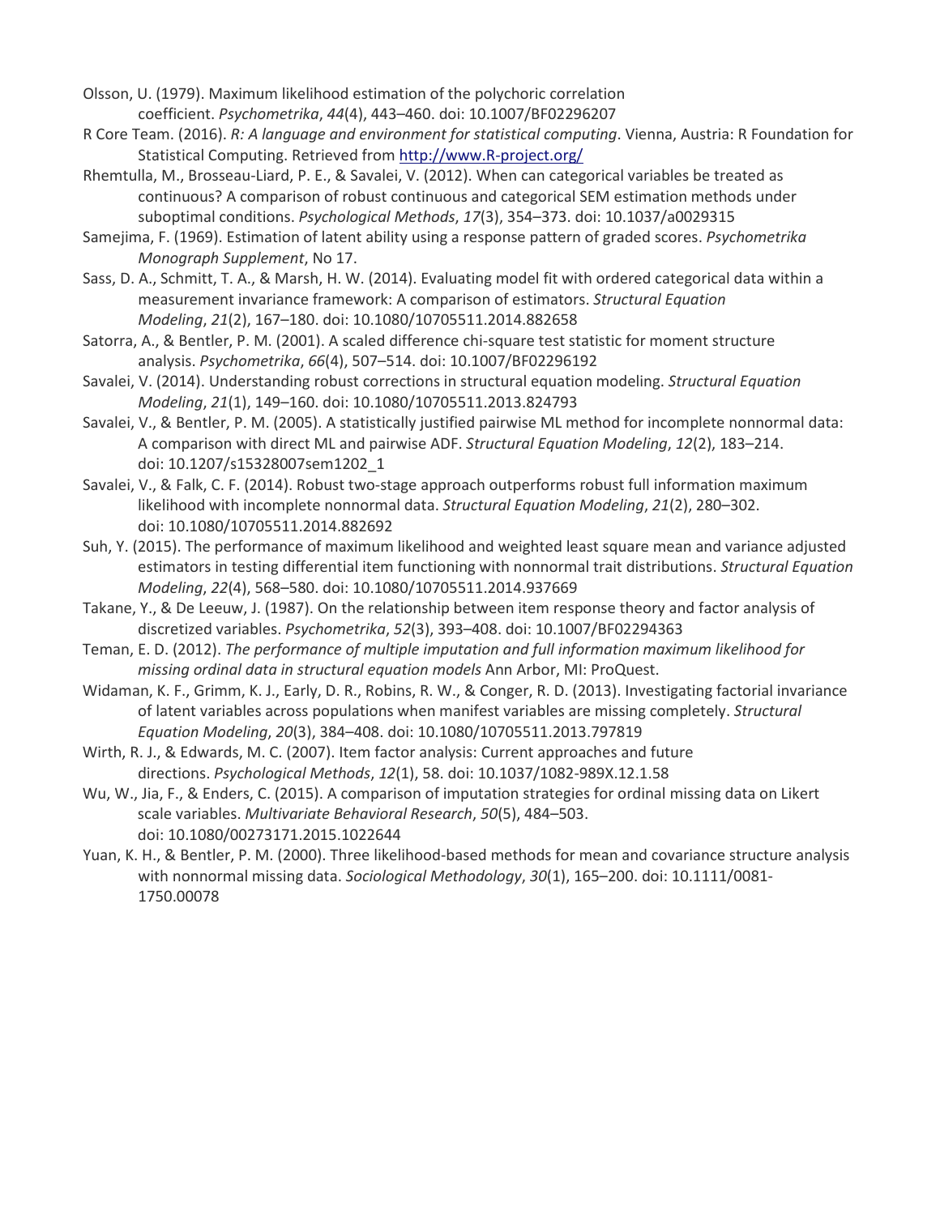Olsson, U. (1979). Maximum likelihood estimation of the polychoric correlation coefficient. *Psychometrika*, *44*(4), 443–460. doi: 10.1007/BF02296207

R Core Team. (2016). *R: A language and environment for statistical computing*. Vienna, Austria: R Foundation for Statistical Computing. Retrieved from http://www.R-project.org/

Rhemtulla, M., Brosseau-Liard, P. E., & Savalei, V. (2012). When can categorical variables be treated as continuous? A comparison of robust continuous and categorical SEM estimation methods under suboptimal conditions. *Psychological Methods*, *17*(3), 354–373. doi: 10.1037/a0029315

Samejima, F. (1969). Estimation of latent ability using a response pattern of graded scores. *Psychometrika Monograph Supplement*, No 17.

Sass, D. A., Schmitt, T. A., & Marsh, H. W. (2014). Evaluating model fit with ordered categorical data within a measurement invariance framework: A comparison of estimators. *Structural Equation Modeling*, *21*(2), 167–180. doi: 10.1080/10705511.2014.882658

Satorra, A., & Bentler, P. M. (2001). A scaled difference chi-square test statistic for moment structure analysis. *Psychometrika*, *66*(4), 507–514. doi: 10.1007/BF02296192

Savalei, V. (2014). Understanding robust corrections in structural equation modeling. *Structural Equation Modeling*, *21*(1), 149–160. doi: 10.1080/10705511.2013.824793

Savalei, V., & Bentler, P. M. (2005). A statistically justified pairwise ML method for incomplete nonnormal data: A comparison with direct ML and pairwise ADF. *Structural Equation Modeling*, *12*(2), 183–214. doi: 10.1207/s15328007sem1202_1

Savalei, V., & Falk, C. F. (2014). Robust two-stage approach outperforms robust full information maximum likelihood with incomplete nonnormal data. *Structural Equation Modeling*, *21*(2), 280–302. doi: 10.1080/10705511.2014.882692

Suh, Y. (2015). The performance of maximum likelihood and weighted least square mean and variance adjusted estimators in testing differential item functioning with nonnormal trait distributions. *Structural Equation Modeling*, *22*(4), 568–580. doi: 10.1080/10705511.2014.937669

Takane, Y., & De Leeuw, J. (1987). On the relationship between item response theory and factor analysis of discretized variables. *Psychometrika*, *52*(3), 393–408. doi: 10.1007/BF02294363

Teman, E. D. (2012). *The performance of multiple imputation and full information maximum likelihood for missing ordinal data in structural equation models* Ann Arbor, MI: ProQuest.

Widaman, K. F., Grimm, K. J., Early, D. R., Robins, R. W., & Conger, R. D. (2013). Investigating factorial invariance of latent variables across populations when manifest variables are missing completely. *Structural Equation Modeling*, *20*(3), 384–408. doi: 10.1080/10705511.2013.797819

Wirth, R. J., & Edwards, M. C. (2007). Item factor analysis: Current approaches and future directions. *Psychological Methods*, *12*(1), 58. doi: 10.1037/1082-989X.12.1.58

Wu, W., Jia, F., & Enders, C. (2015). A comparison of imputation strategies for ordinal missing data on Likert scale variables. *Multivariate Behavioral Research*, *50*(5), 484–503. doi: 10.1080/00273171.2015.1022644

Yuan, K. H., & Bentler, P. M. (2000). Three likelihood-based methods for mean and covariance structure analysis with nonnormal missing data. *Sociological Methodology*, *30*(1), 165–200. doi: 10.1111/0081-1750.00078